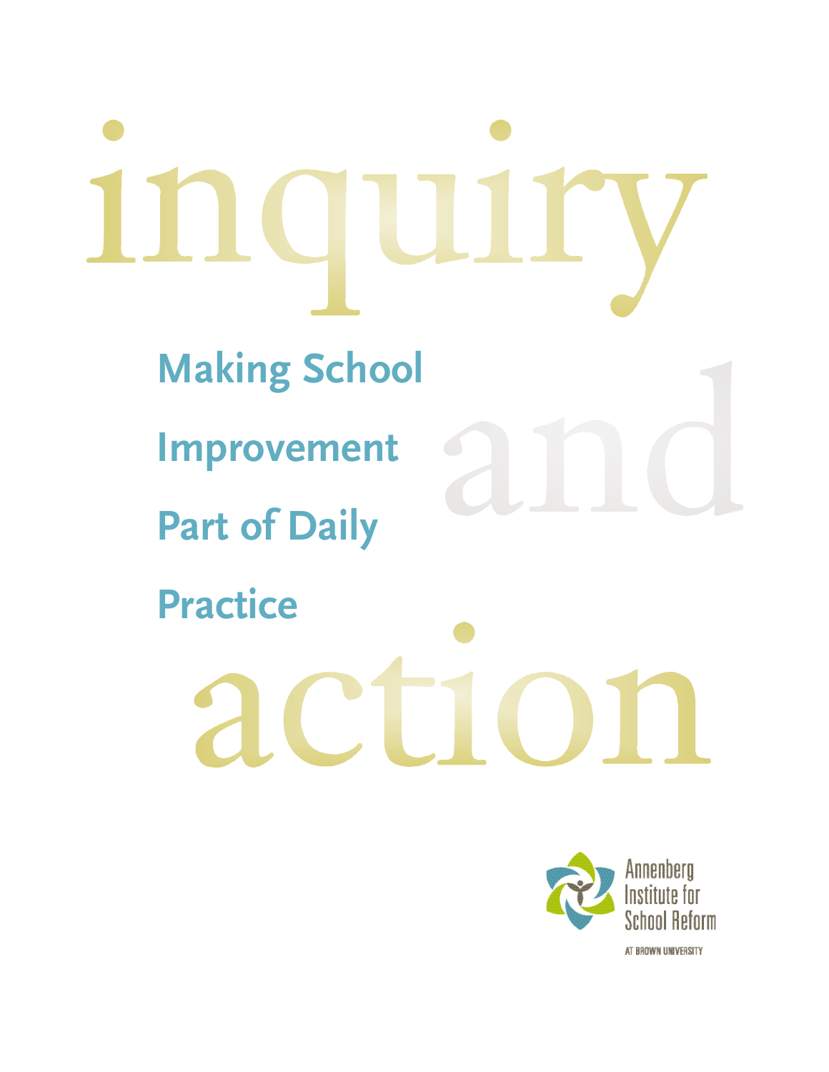# inquiry and action

## Making School Improvement Part of Daily Practice

Annenberg Institute for School Reform

AT BROWN UNIVERSITY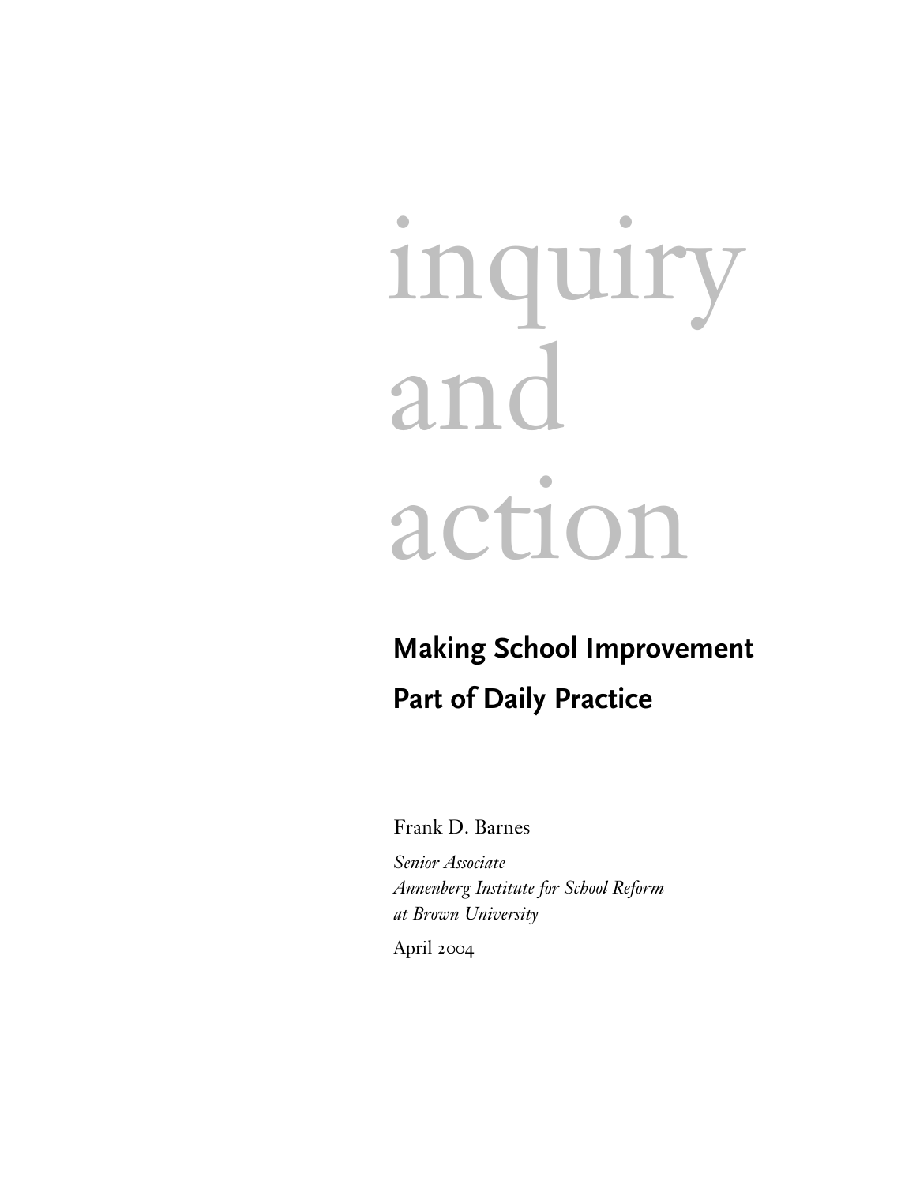# inquiry and action

## Making School Improvement Part of Daily Practice

Frank D. Barnes

*Senior Associate*
*Annenberg Institute for School Reform at Brown University*

April 2004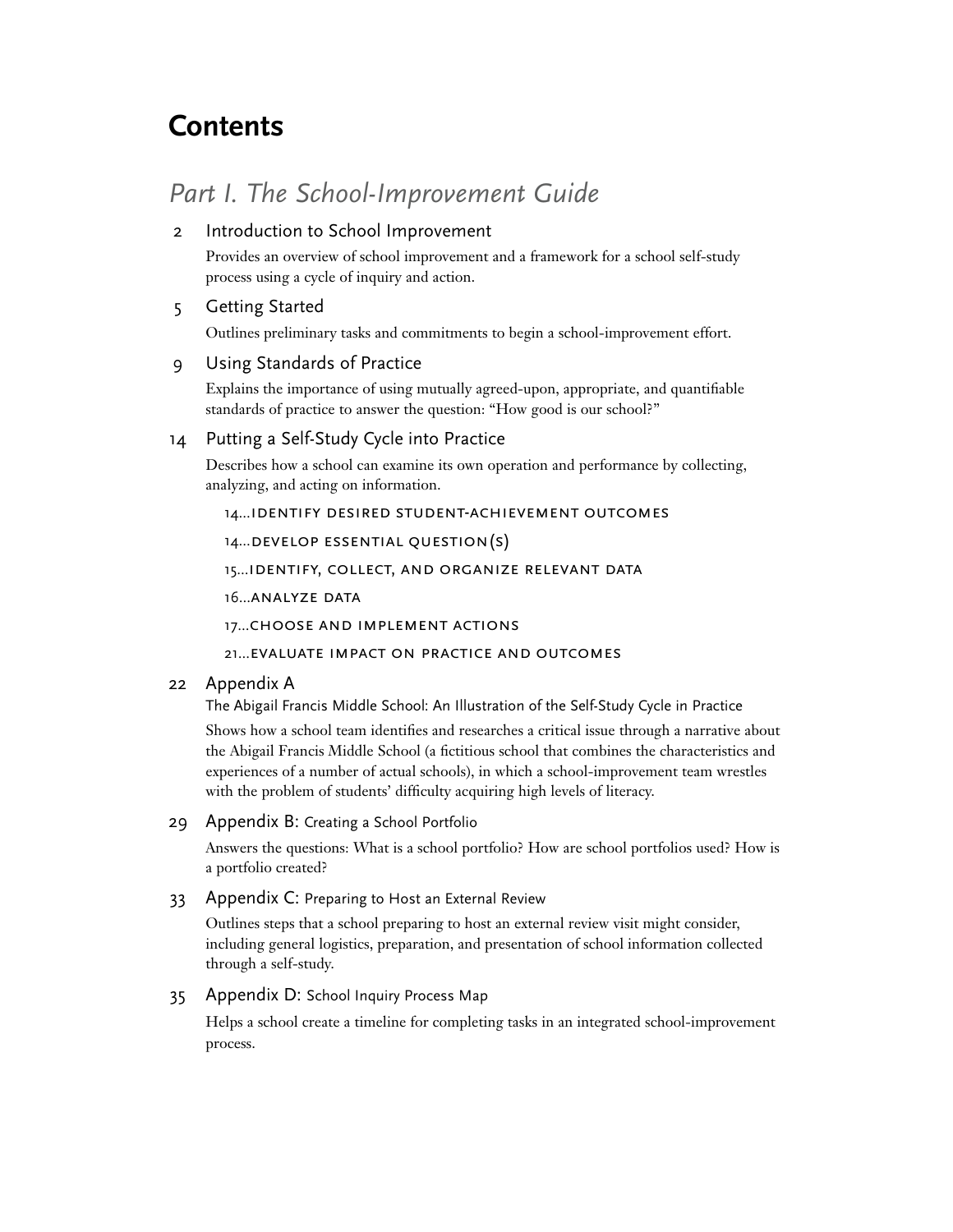# Contents

## *Part I. The School-Improvement Guide*

2 Introduction to School Improvement

Provides an overview of school improvement and a framework for a school self-study process using a cycle of inquiry and action.

5 Getting Started

Outlines preliminary tasks and commitments to begin a school-improvement effort.

9 Using Standards of Practice

Explains the importance of using mutually agreed-upon, appropriate, and quantifiable standards of practice to answer the question: "How good is our school?"

14 Putting a Self-Study Cycle into Practice

Describes how a school can examine its own operation and performance by collecting, analyzing, and acting on information.

- 14...IDENTIFY DESIRED STUDENT-ACHIEVEMENT OUTCOMES
- 14...DEVELOP ESSENTIAL QUESTION(S)
- 15...IDENTIFY, COLLECT, AND ORGANIZE RELEVANT DATA
- 16...ANALYZE DATA
- 17...CHOOSE AND IMPLEMENT ACTIONS
- 21...EVALUATE IMPACT ON PRACTICE AND OUTCOMES

22 Appendix A

The Abigail Francis Middle School: An Illustration of the Self-Study Cycle in Practice

Shows how a school team identifies and researches a critical issue through a narrative about the Abigail Francis Middle School (a fictitious school that combines the characteristics and experiences of a number of actual schools), in which a school-improvement team wrestles with the problem of students' difficulty acquiring high levels of literacy.

29 Appendix B: Creating a School Portfolio

Answers the questions: What is a school portfolio? How are school portfolios used? How is a portfolio created?

33 Appendix C: Preparing to Host an External Review

Outlines steps that a school preparing to host an external review visit might consider, including general logistics, preparation, and presentation of school information collected through a self-study.

35 Appendix D: School Inquiry Process Map

Helps a school create a timeline for completing tasks in an integrated school-improvement process.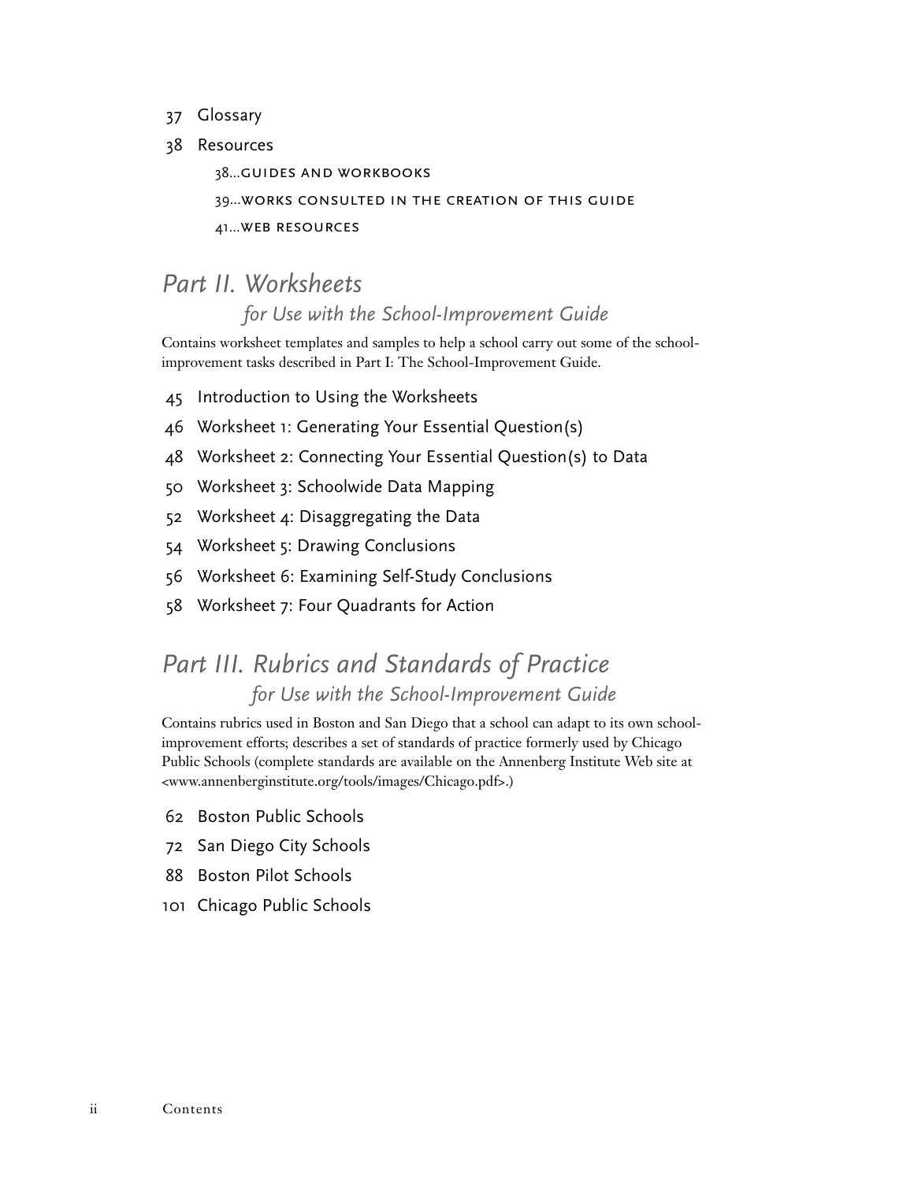37 Glossary

38 Resources

- 38...GUIDES AND WORKBOOKS
- 39...WORKS CONSULTED IN THE CREATION OF THIS GUIDE
- 41...WEB RESOURCES

## *Part II. Worksheets*
### *for Use with the School-Improvement Guide*

Contains worksheet templates and samples to help a school carry out some of the school-improvement tasks described in Part I: The School-Improvement Guide.

45 Introduction to Using the Worksheets

46 Worksheet 1: Generating Your Essential Question(s)

48 Worksheet 2: Connecting Your Essential Question(s) to Data

50 Worksheet 3: Schoolwide Data Mapping

52 Worksheet 4: Disaggregating the Data

54 Worksheet 5: Drawing Conclusions

56 Worksheet 6: Examining Self-Study Conclusions

58 Worksheet 7: Four Quadrants for Action

## *Part III. Rubrics and Standards of Practice*
### *for Use with the School-Improvement Guide*

Contains rubrics used in Boston and San Diego that a school can adapt to its own school-improvement efforts; describes a set of standards of practice formerly used by Chicago Public Schools (complete standards are available on the Annenberg Institute Web site at <www.annenberginstitute.org/tools/images/Chicago.pdf>.)

62 Boston Public Schools

72 San Diego City Schools

88 Boston Pilot Schools

101 Chicago Public Schools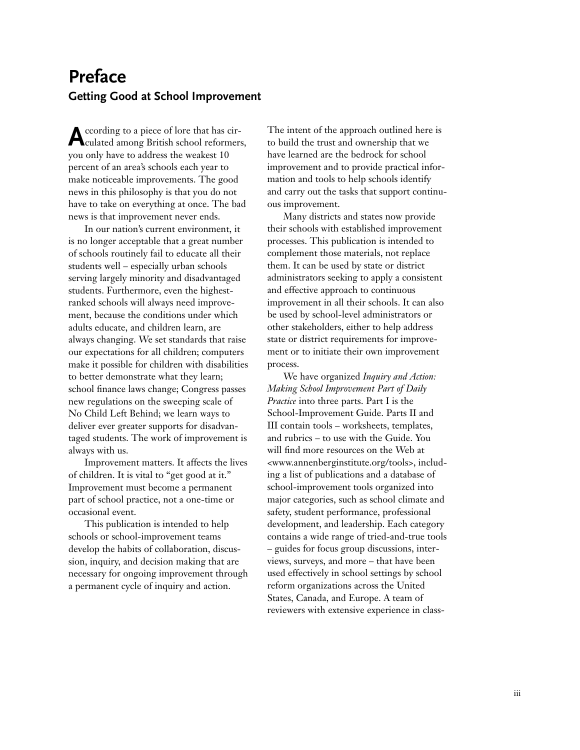# Preface

## Getting Good at School Improvement

According to a piece of lore that has circulated among British school reformers, you only have to address the weakest 10 percent of an area's schools each year to make noticeable improvements. The good news in this philosophy is that you do not have to take on everything at once. The bad news is that improvement never ends.

In our nation's current environment, it is no longer acceptable that a great number of schools routinely fail to educate all their students well – especially urban schools serving largely minority and disadvantaged students. Furthermore, even the highest-ranked schools will always need improvement, because the conditions under which adults educate, and children learn, are always changing. We set standards that raise our expectations for all children; computers make it possible for children with disabilities to better demonstrate what they learn; school finance laws change; Congress passes new regulations on the sweeping scale of No Child Left Behind; we learn ways to deliver ever greater supports for disadvantaged students. The work of improvement is always with us.

Improvement matters. It affects the lives of children. It is vital to "get good at it." Improvement must become a permanent part of school practice, not a one-time or occasional event.

This publication is intended to help schools or school-improvement teams develop the habits of collaboration, discussion, inquiry, and decision making that are necessary for ongoing improvement through a permanent cycle of inquiry and action.

The intent of the approach outlined here is to build the trust and ownership that we have learned are the bedrock for school improvement and to provide practical information and tools to help schools identify and carry out the tasks that support continuous improvement.

Many districts and states now provide their schools with established improvement processes. This publication is intended to complement those materials, not replace them. It can be used by state or district administrators seeking to apply a consistent and effective approach to continuous improvement in all their schools. It can also be used by school-level administrators or other stakeholders, either to help address state or district requirements for improvement or to initiate their own improvement process.

We have organized *Inquiry and Action: Making School Improvement Part of Daily Practice* into three parts. Part I is the School-Improvement Guide. Parts II and III contain tools – worksheets, templates, and rubrics – to use with the Guide. You will find more resources on the Web at <www.annenberginstitute.org/tools>, including a list of publications and a database of school-improvement tools organized into major categories, such as school climate and safety, student performance, professional development, and leadership. Each category contains a wide range of tried-and-true tools – guides for focus group discussions, interviews, surveys, and more – that have been used effectively in school settings by school reform organizations across the United States, Canada, and Europe. A team of reviewers with extensive experience in class-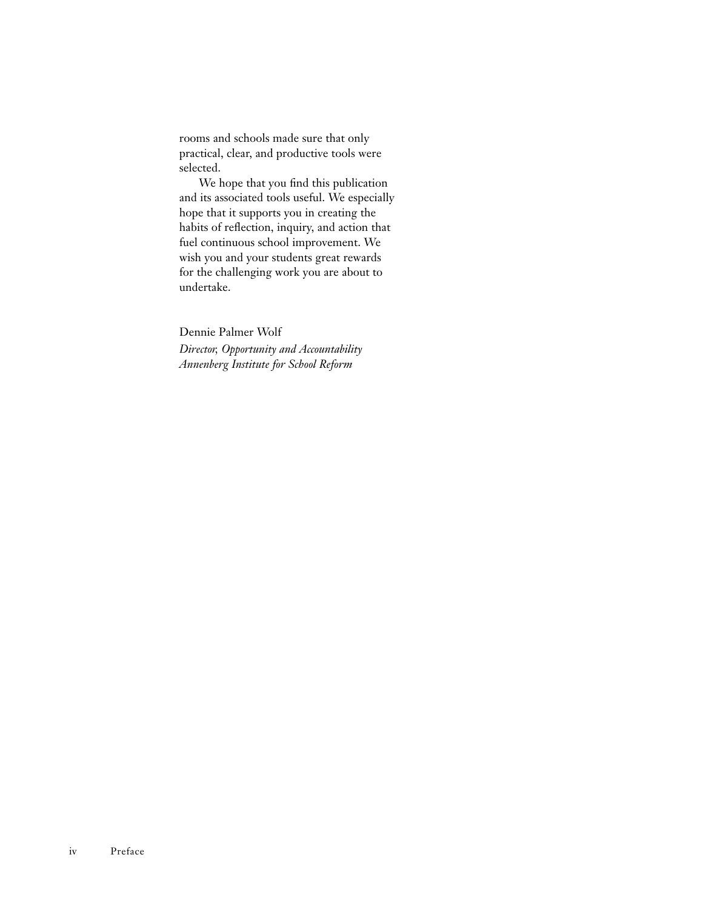rooms and schools made sure that only practical, clear, and productive tools were selected.

We hope that you find this publication and its associated tools useful. We especially hope that it supports you in creating the habits of reflection, inquiry, and action that fuel continuous school improvement. We wish you and your students great rewards for the challenging work you are about to undertake.

Dennie Palmer Wolf
*Director, Opportunity and Accountability*
*Annenberg Institute for School Reform*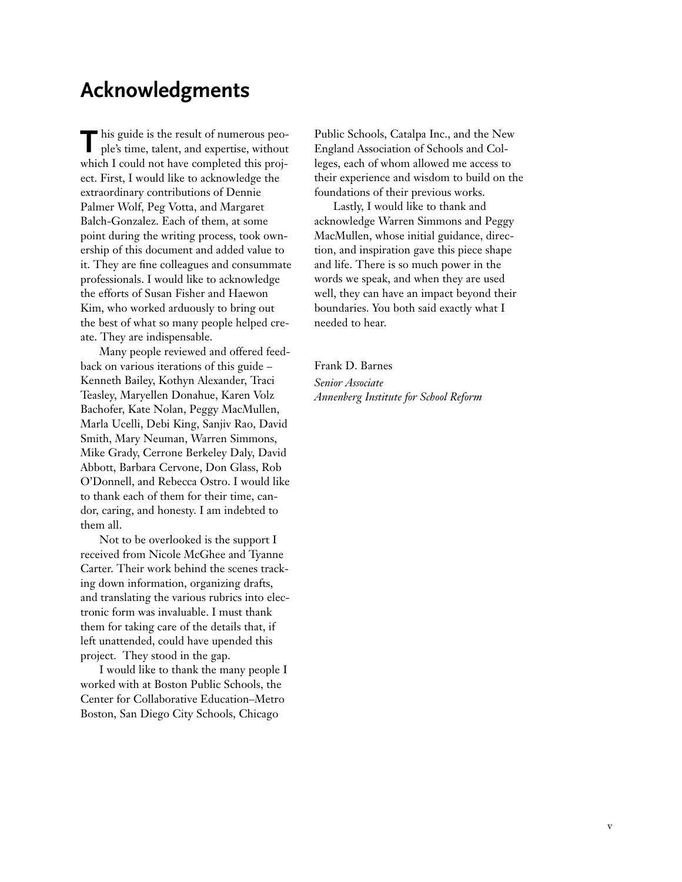# Acknowledgments

This guide is the result of numerous people's time, talent, and expertise, without which I could not have completed this project. First, I would like to acknowledge the extraordinary contributions of Dennie Palmer Wolf, Peg Votta, and Margaret Balch-Gonzalez. Each of them, at some point during the writing process, took ownership of this document and added value to it. They are fine colleagues and consummate professionals. I would like to acknowledge the efforts of Susan Fisher and Haewon Kim, who worked arduously to bring out the best of what so many people helped create. They are indispensable.

Many people reviewed and offered feedback on various iterations of this guide – Kenneth Bailey, Kothyn Alexander, Traci Teasley, Maryellen Donahue, Karen Volz Bachofer, Kate Nolan, Peggy MacMullen, Marla Ucelli, Debi King, Sanjiv Rao, David Smith, Mary Neuman, Warren Simmons, Mike Grady, Cerrone Berkeley Daly, David Abbott, Barbara Cervone, Don Glass, Rob O'Donnell, and Rebecca Ostro. I would like to thank each of them for their time, candor, caring, and honesty. I am indebted to them all.

Not to be overlooked is the support I received from Nicole McGhee and Tyanne Carter. Their work behind the scenes tracking down information, organizing drafts, and translating the various rubrics into electronic form was invaluable. I must thank them for taking care of the details that, if left unattended, could have upended this project. They stood in the gap.

I would like to thank the many people I worked with at Boston Public Schools, the Center for Collaborative Education–Metro Boston, San Diego City Schools, Chicago Public Schools, Catalpa Inc., and the New England Association of Schools and Colleges, each of whom allowed me access to their experience and wisdom to build on the foundations of their previous works.

Lastly, I would like to thank and acknowledge Warren Simmons and Peggy MacMullen, whose initial guidance, direction, and inspiration gave this piece shape and life. There is so much power in the words we speak, and when they are used well, they can have an impact beyond their boundaries. You both said exactly what I needed to hear.

Frank D. Barnes
*Senior Associate*
*Annenberg Institute for School Reform*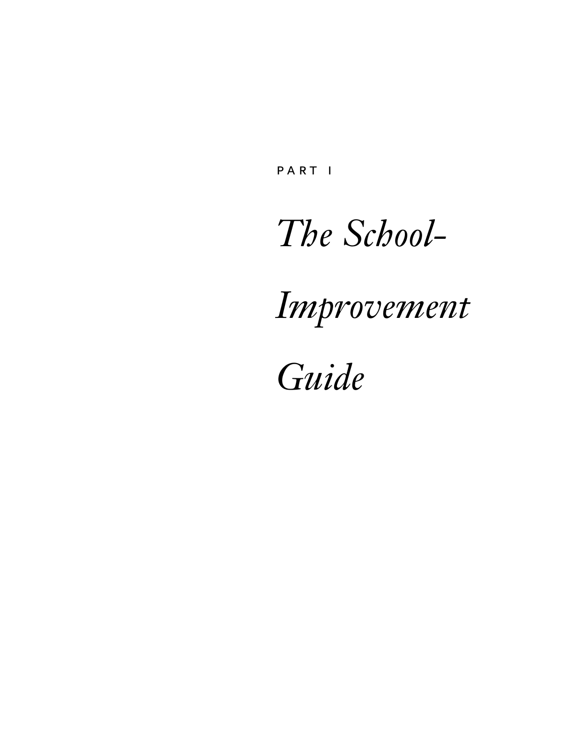PART I

# *The School-Improvement Guide*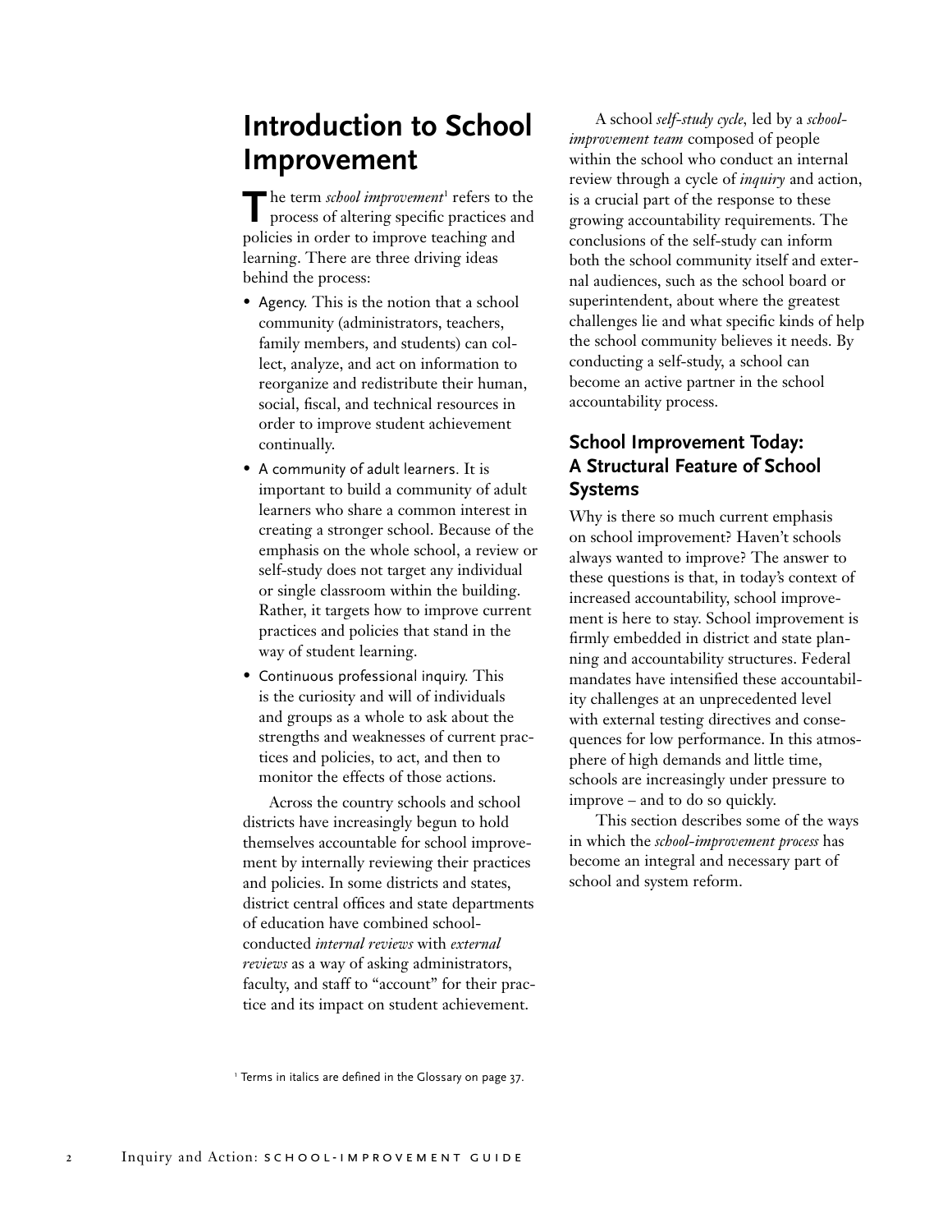# Introduction to School Improvement

The term *school improvement*[1] refers to the process of altering specific practices and policies in order to improve teaching and learning. There are three driving ideas behind the process:

- Agency. This is the notion that a school community (administrators, teachers, family members, and students) can collect, analyze, and act on information to reorganize and redistribute their human, social, fiscal, and technical resources in order to improve student achievement continually.
- A community of adult learners. It is important to build a community of adult learners who share a common interest in creating a stronger school. Because of the emphasis on the whole school, a review or self-study does not target any individual or single classroom within the building. Rather, it targets how to improve current practices and policies that stand in the way of student learning.
- Continuous professional inquiry. This is the curiosity and will of individuals and groups as a whole to ask about the strengths and weaknesses of current practices and policies, to act, and then to monitor the effects of those actions.

Across the country schools and school districts have increasingly begun to hold themselves accountable for school improvement by internally reviewing their practices and policies. In some districts and states, district central offices and state departments of education have combined school-conducted *internal reviews* with *external reviews* as a way of asking administrators, faculty, and staff to "account" for their practice and its impact on student achievement.

A school *self-study cycle*, led by a *school-improvement team* composed of people within the school who conduct an internal review through a cycle of *inquiry* and action, is a crucial part of the response to these growing accountability requirements. The conclusions of the self-study can inform both the school community itself and external audiences, such as the school board or superintendent, about where the greatest challenges lie and what specific kinds of help the school community believes it needs. By conducting a self-study, a school can become an active partner in the school accountability process.

## School Improvement Today: A Structural Feature of School Systems

Why is there so much current emphasis on school improvement? Haven't schools always wanted to improve? The answer to these questions is that, in today's context of increased accountability, school improvement is here to stay. School improvement is firmly embedded in district and state planning and accountability structures. Federal mandates have intensified these accountability challenges at an unprecedented level with external testing directives and consequences for low performance. In this atmosphere of high demands and little time, schools are increasingly under pressure to improve – and to do so quickly.

This section describes some of the ways in which the *school-improvement process* has become an integral and necessary part of school and system reform.

[1] Terms in italics are defined in the Glossary on page 37.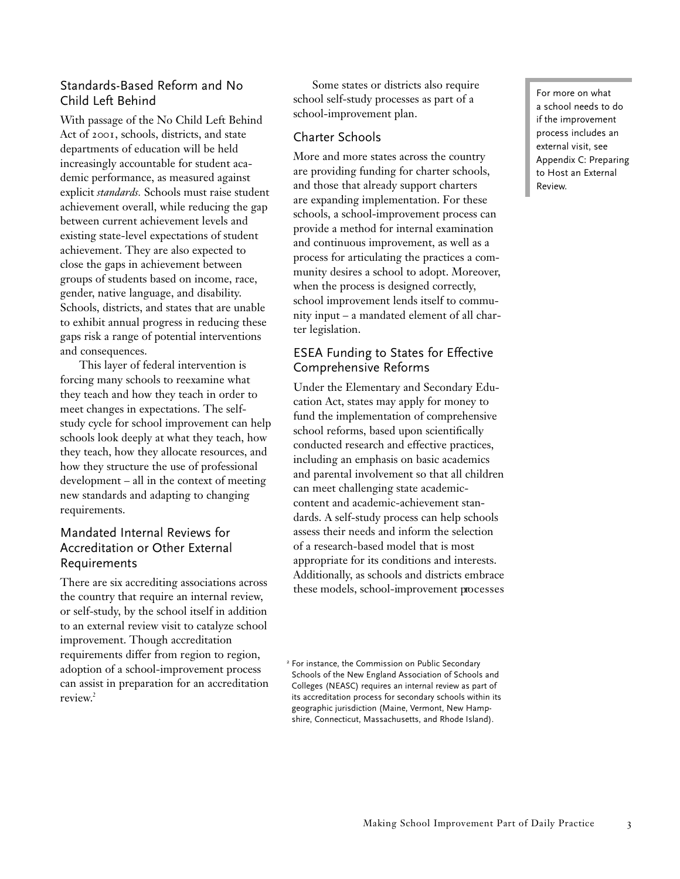## Standards-Based Reform and No Child Left Behind

With passage of the No Child Left Behind Act of 2001, schools, districts, and state departments of education will be held increasingly accountable for student academic performance, as measured against explicit *standards.* Schools must raise student achievement overall, while reducing the gap between current achievement levels and existing state-level expectations of student achievement. They are also expected to close the gaps in achievement between groups of students based on income, race, gender, native language, and disability. Schools, districts, and states that are unable to exhibit annual progress in reducing these gaps risk a range of potential interventions and consequences.

This layer of federal intervention is forcing many schools to reexamine what they teach and how they teach in order to meet changes in expectations. The self-study cycle for school improvement can help schools look deeply at what they teach, how they teach, how they allocate resources, and how they structure the use of professional development – all in the context of meeting new standards and adapting to changing requirements.

## Mandated Internal Reviews for Accreditation or Other External Requirements

There are six accrediting associations across the country that require an internal review, or self-study, by the school itself in addition to an external review visit to catalyze school improvement. Though accreditation requirements differ from region to region, adoption of a school-improvement process can assist in preparation for an accreditation review.[2]

Some states or districts also require school self-study processes as part of a school-improvement plan.

## Charter Schools

More and more states across the country are providing funding for charter schools, and those that already support charters are expanding implementation. For these schools, a school-improvement process can provide a method for internal examination and continuous improvement, as well as a process for articulating the practices a community desires a school to adopt. Moreover, when the process is designed correctly, school improvement lends itself to community input – a mandated element of all charter legislation.

## ESEA Funding to States for Effective Comprehensive Reforms

Under the Elementary and Secondary Education Act, states may apply for money to fund the implementation of comprehensive school reforms, based upon scientifically conducted research and effective practices, including an emphasis on basic academics and parental involvement so that all children can meet challenging state academic-content and academic-achievement standards. A self-study process can help schools assess their needs and inform the selection of a research-based model that is most appropriate for its conditions and interests. Additionally, as schools and districts embrace these models, school-improvement processes

[2] For instance, the Commission on Public Secondary Schools of the New England Association of Schools and Colleges (NEASC) requires an internal review as part of its accreditation process for secondary schools within its geographic jurisdiction (Maine, Vermont, New Hampshire, Connecticut, Massachusetts, and Rhode Island).

> For more on what a school needs to do if the improvement process includes an external visit, see Appendix C: Preparing to Host an External Review.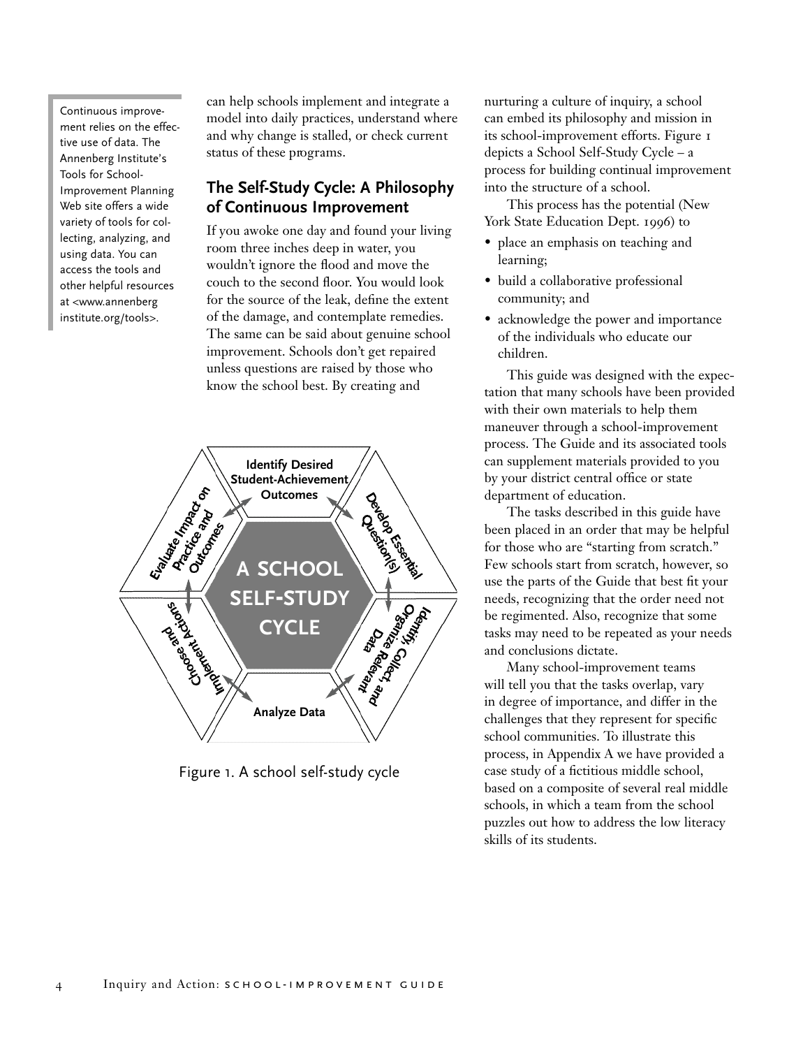Continuous improvement relies on the effective use of data. The Annenberg Institute's Tools for School-Improvement Planning Web site offers a wide variety of tools for collecting, analyzing, and using data. You can access the tools and other helpful resources at <www.annenberginstitute.org/tools>.

can help schools implement and integrate a model into daily practices, understand where and why change is stalled, or check current status of these programs.

## The Self-Study Cycle: A Philosophy of Continuous Improvement

If you awoke one day and found your living room three inches deep in water, you wouldn't ignore the flood and move the couch to the second floor. You would look for the source of the leak, define the extent of the damage, and contemplate remedies. The same can be said about genuine school improvement. Schools don't get repaired unless questions are raised by those who know the school best. By creating and nurturing a culture of inquiry, a school can embed its philosophy and mission in its school-improvement efforts. Figure 1 depicts a School Self-Study Cycle – a process for building continual improvement into the structure of a school.

A SCHOOL SELF-STUDY CYCLE

Identify Desired Student-Achievement Outcomes

Develop Essential Question(s)

Identify, Collect, and Organize Relevant Data

Analyze Data

Choose and Implement Actions

Evaluate Impact on Practice and Outcomes

Figure 1. A school self-study cycle

This process has the potential (New York State Education Dept. 1996) to

- place an emphasis on teaching and learning;
- build a collaborative professional community; and
- acknowledge the power and importance of the individuals who educate our children.

This guide was designed with the expectation that many schools have been provided with their own materials to help them maneuver through a school-improvement process. The Guide and its associated tools can supplement materials provided to you by your district central office or state department of education.

The tasks described in this guide have been placed in an order that may be helpful for those who are "starting from scratch." Few schools start from scratch, however, so use the parts of the Guide that best fit your needs, recognizing that the order need not be regimented. Also, recognize that some tasks may need to be repeated as your needs and conclusions dictate.

Many school-improvement teams will tell you that the tasks overlap, vary in degree of importance, and differ in the challenges that they represent for specific school communities. To illustrate this process, in Appendix A we have provided a case study of a fictitious middle school, based on a composite of several real middle schools, in which a team from the school puzzles out how to address the low literacy skills of its students.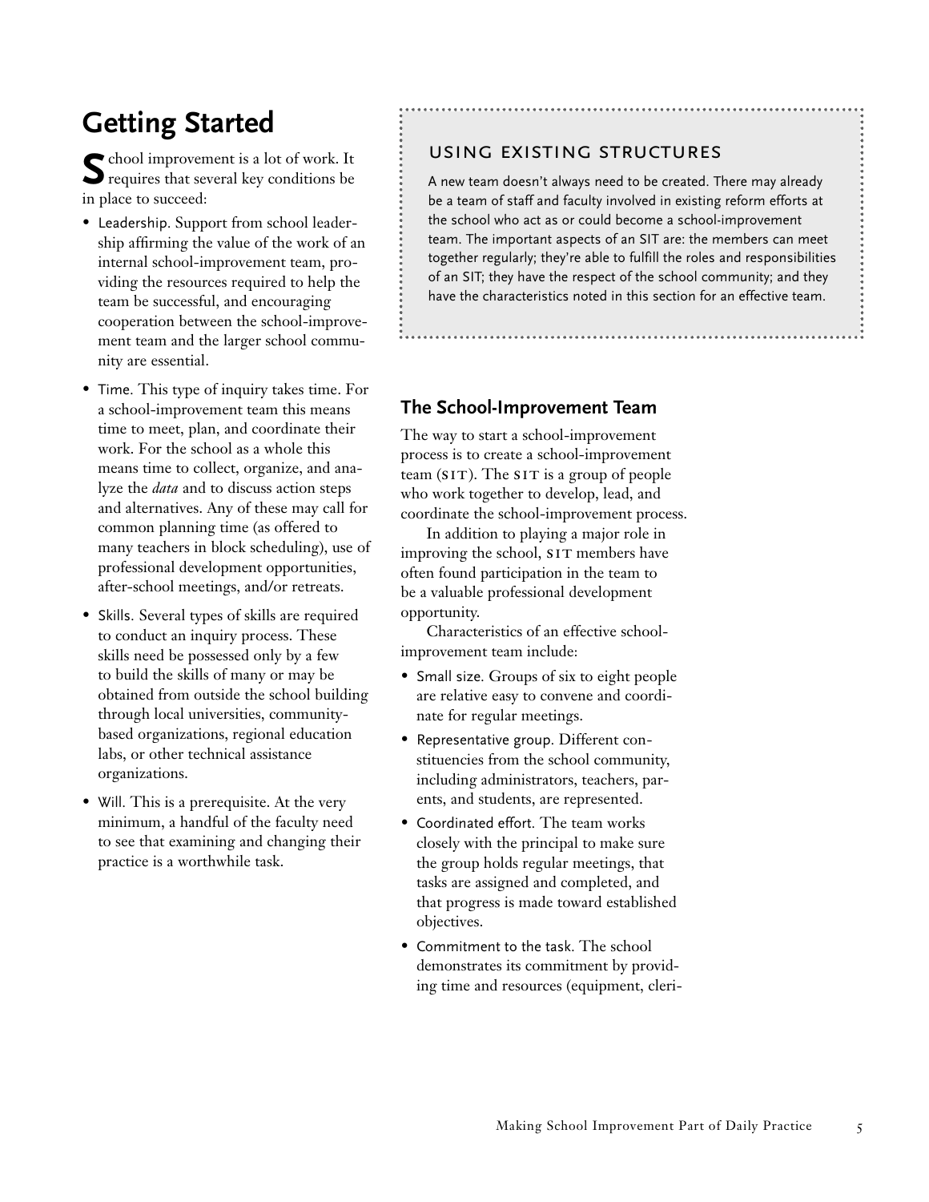# Getting Started

School improvement is a lot of work. It requires that several key conditions be in place to succeed:

- Leadership. Support from school leadership affirming the value of the work of an internal school-improvement team, providing the resources required to help the team be successful, and encouraging cooperation between the school-improvement team and the larger school community are essential.
- Time. This type of inquiry takes time. For a school-improvement team this means time to meet, plan, and coordinate their work. For the school as a whole this means time to collect, organize, and analyze the *data* and to discuss action steps and alternatives. Any of these may call for common planning time (as offered to many teachers in block scheduling), use of professional development opportunities, after-school meetings, and/or retreats.
- Skills. Several types of skills are required to conduct an inquiry process. These skills need be possessed only by a few to build the skills of many or may be obtained from outside the school building through local universities, community-based organizations, regional education labs, or other technical assistance organizations.
- Will. This is a prerequisite. At the very minimum, a handful of the faculty need to see that examining and changing their practice is a worthwhile task.

### USING EXISTING STRUCTURES

A new team doesn't always need to be created. There may already be a team of staff and faculty involved in existing reform efforts at the school who act as or could become a school-improvement team. The important aspects of an SIT are: the members can meet together regularly; they're able to fulfill the roles and responsibilities of an SIT; they have the respect of the school community; and they have the characteristics noted in this section for an effective team.

## The School-Improvement Team

The way to start a school-improvement process is to create a school-improvement team (SIT). The SIT is a group of people who work together to develop, lead, and coordinate the school-improvement process.

In addition to playing a major role in improving the school, SIT members have often found participation in the team to be a valuable professional development opportunity.

Characteristics of an effective school-improvement team include:

- Small size. Groups of six to eight people are relative easy to convene and coordinate for regular meetings.
- Representative group. Different constituencies from the school community, including administrators, teachers, parents, and students, are represented.
- Coordinated effort. The team works closely with the principal to make sure the group holds regular meetings, that tasks are assigned and completed, and that progress is made toward established objectives.
- Commitment to the task. The school demonstrates its commitment by providing time and resources (equipment, cleri-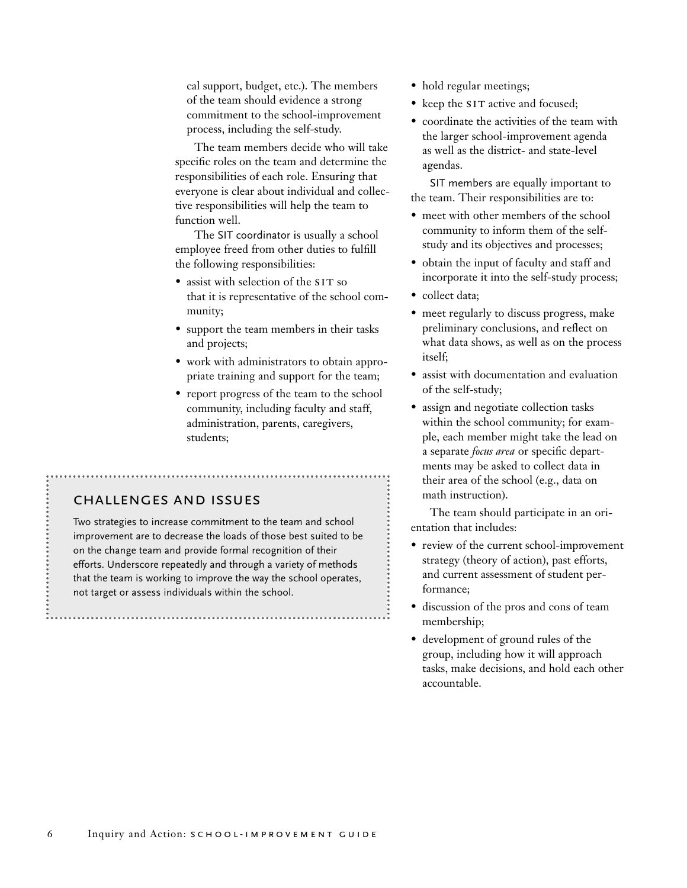cal support, budget, etc.). The members of the team should evidence a strong commitment to the school-improvement process, including the self-study.

The team members decide who will take specific roles on the team and determine the responsibilities of each role. Ensuring that everyone is clear about individual and collective responsibilities will help the team to function well.

The SIT coordinator is usually a school employee freed from other duties to fulfill the following responsibilities:

- assist with selection of the SIT so that it is representative of the school community;
- support the team members in their tasks and projects;
- work with administrators to obtain appropriate training and support for the team;
- report progress of the team to the school community, including faculty and staff, administration, parents, caregivers, students;
- hold regular meetings;
- keep the SIT active and focused;
- coordinate the activities of the team with the larger school-improvement agenda as well as the district- and state-level agendas.

SIT members are equally important to the team. Their responsibilities are to:

- meet with other members of the school community to inform them of the self-study and its objectives and processes;
- obtain the input of faculty and staff and incorporate it into the self-study process;
- collect data;
- meet regularly to discuss progress, make preliminary conclusions, and reflect on what data shows, as well as on the process itself;
- assist with documentation and evaluation of the self-study;
- assign and negotiate collection tasks within the school community; for example, each member might take the lead on a separate *focus area* or specific departments may be asked to collect data in their area of the school (e.g., data on math instruction).

The team should participate in an orientation that includes:

- review of the current school-improvement strategy (theory of action), past efforts, and current assessment of student performance;
- discussion of the pros and cons of team membership;
- development of ground rules of the group, including how it will approach tasks, make decisions, and hold each other accountable.

## CHALLENGES AND ISSUES

Two strategies to increase commitment to the team and school improvement are to decrease the loads of those best suited to be on the change team and provide formal recognition of their efforts. Underscore repeatedly and through a variety of methods that the team is working to improve the way the school operates, not target or assess individuals within the school.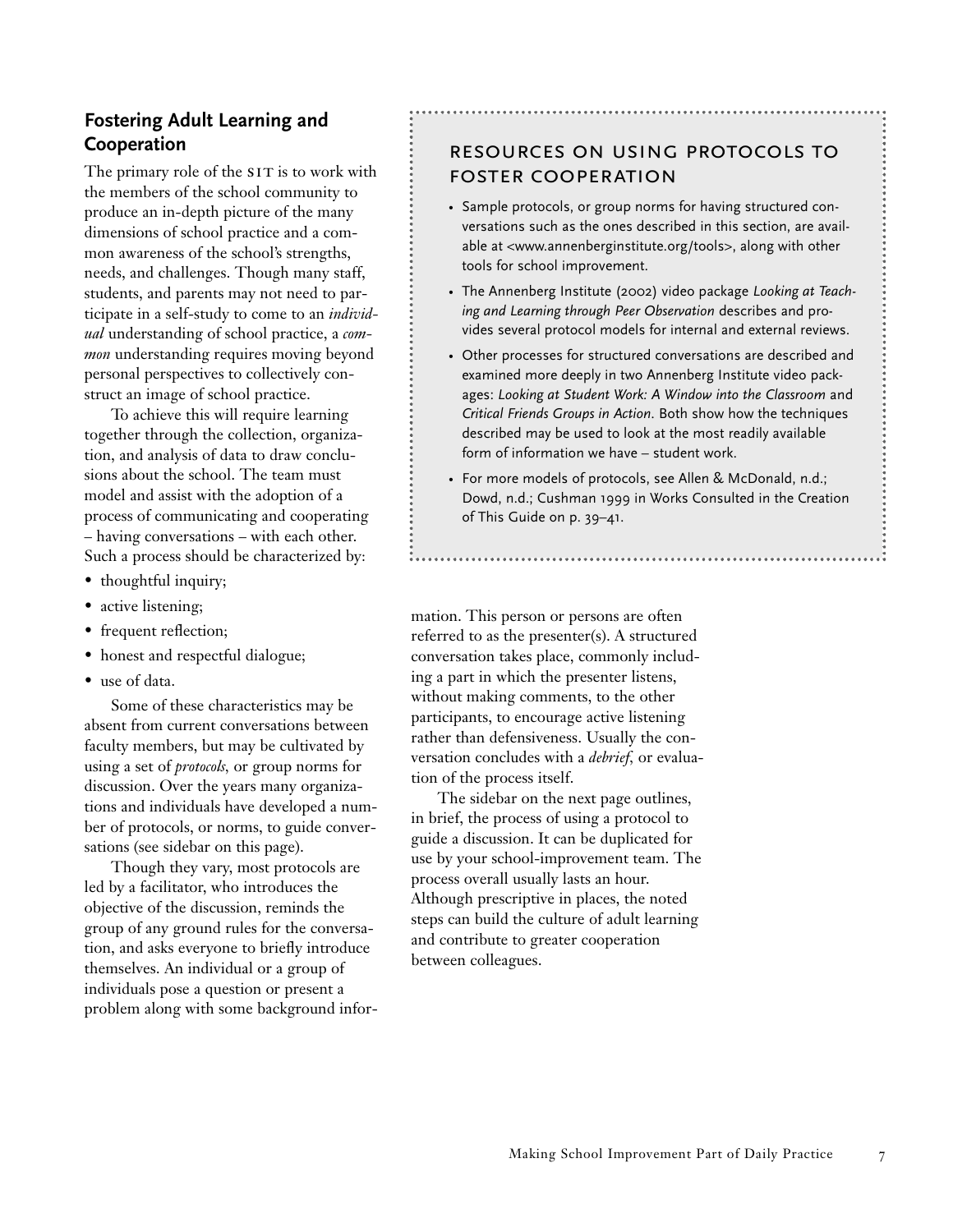## Fostering Adult Learning and Cooperation

The primary role of the SIT is to work with the members of the school community to produce an in-depth picture of the many dimensions of school practice and a common awareness of the school's strengths, needs, and challenges. Though many staff, students, and parents may not need to participate in a self-study to come to an *individual* understanding of school practice, a *common* understanding requires moving beyond personal perspectives to collectively construct an image of school practice.

To achieve this will require learning together through the collection, organization, and analysis of data to draw conclusions about the school. The team must model and assist with the adoption of a process of communicating and cooperating – having conversations – with each other. Such a process should be characterized by:

- thoughtful inquiry;
- active listening;
- frequent reflection;
- honest and respectful dialogue;
- use of data.

Some of these characteristics may be absent from current conversations between faculty members, but may be cultivated by using a set of *protocols*, or group norms for discussion. Over the years many organizations and individuals have developed a number of protocols, or norms, to guide conversations (see sidebar on this page).

Though they vary, most protocols are led by a facilitator, who introduces the objective of the discussion, reminds the group of any ground rules for the conversation, and asks everyone to briefly introduce themselves. An individual or a group of individuals pose a question or present a problem along with some background information. This person or persons are often referred to as the presenter(s). A structured conversation takes place, commonly including a part in which the presenter listens, without making comments, to the other participants, to encourage active listening rather than defensiveness. Usually the conversation concludes with a *debrief*, or evaluation of the process itself.

The sidebar on the next page outlines, in brief, the process of using a protocol to guide a discussion. It can be duplicated for use by your school-improvement team. The process overall usually lasts an hour. Although prescriptive in places, the noted steps can build the culture of adult learning and contribute to greater cooperation between colleagues.

### RESOURCES ON USING PROTOCOLS TO FOSTER COOPERATION

- Sample protocols, or group norms for having structured conversations such as the ones described in this section, are available at <www.annenberginstitute.org/tools>, along with other tools for school improvement.
- The Annenberg Institute (2002) video package *Looking at Teaching and Learning through Peer Observation* describes and provides several protocol models for internal and external reviews.
- Other processes for structured conversations are described and examined more deeply in two Annenberg Institute video packages: *Looking at Student Work: A Window into the Classroom* and *Critical Friends Groups in Action*. Both show how the techniques described may be used to look at the most readily available form of information we have – student work.
- For more models of protocols, see Allen & McDonald, n.d.; Dowd, n.d.; Cushman 1999 in Works Consulted in the Creation of This Guide on p. 39–41.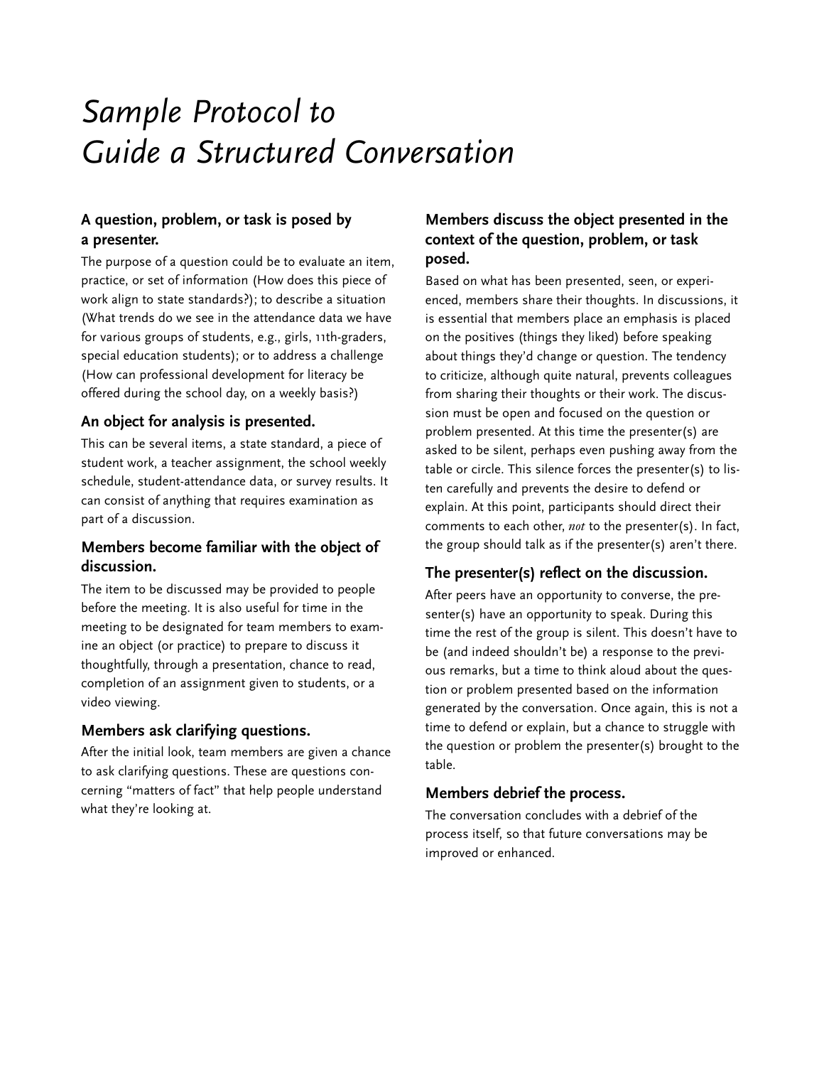# *Sample Protocol to Guide a Structured Conversation*

### A question, problem, or task is posed by a presenter.

The purpose of a question could be to evaluate an item, practice, or set of information (How does this piece of work align to state standards?); to describe a situation (What trends do we see in the attendance data we have for various groups of students, e.g., girls, 11th-graders, special education students); or to address a challenge (How can professional development for literacy be offered during the school day, on a weekly basis?)

### An object for analysis is presented.

This can be several items, a state standard, a piece of student work, a teacher assignment, the school weekly schedule, student-attendance data, or survey results. It can consist of anything that requires examination as part of a discussion.

### Members become familiar with the object of discussion.

The item to be discussed may be provided to people before the meeting. It is also useful for time in the meeting to be designated for team members to examine an object (or practice) to prepare to discuss it thoughtfully, through a presentation, chance to read, completion of an assignment given to students, or a video viewing.

### Members ask clarifying questions.

After the initial look, team members are given a chance to ask clarifying questions. These are questions concerning "matters of fact" that help people understand what they're looking at.

### Members discuss the object presented in the context of the question, problem, or task posed.

Based on what has been presented, seen, or experienced, members share their thoughts. In discussions, it is essential that members place an emphasis is placed on the positives (things they liked) before speaking about things they'd change or question. The tendency to criticize, although quite natural, prevents colleagues from sharing their thoughts or their work. The discussion must be open and focused on the question or problem presented. At this time the presenter(s) are asked to be silent, perhaps even pushing away from the table or circle. This silence forces the presenter(s) to listen carefully and prevents the desire to defend or explain. At this point, participants should direct their comments to each other, *not* to the presenter(s). In fact, the group should talk as if the presenter(s) aren't there.

### The presenter(s) reflect on the discussion.

After peers have an opportunity to converse, the presenter(s) have an opportunity to speak. During this time the rest of the group is silent. This doesn't have to be (and indeed shouldn't be) a response to the previous remarks, but a time to think aloud about the question or problem presented based on the information generated by the conversation. Once again, this is not a time to defend or explain, but a chance to struggle with the question or problem the presenter(s) brought to the table.

### Members debrief the process.

The conversation concludes with a debrief of the process itself, so that future conversations may be improved or enhanced.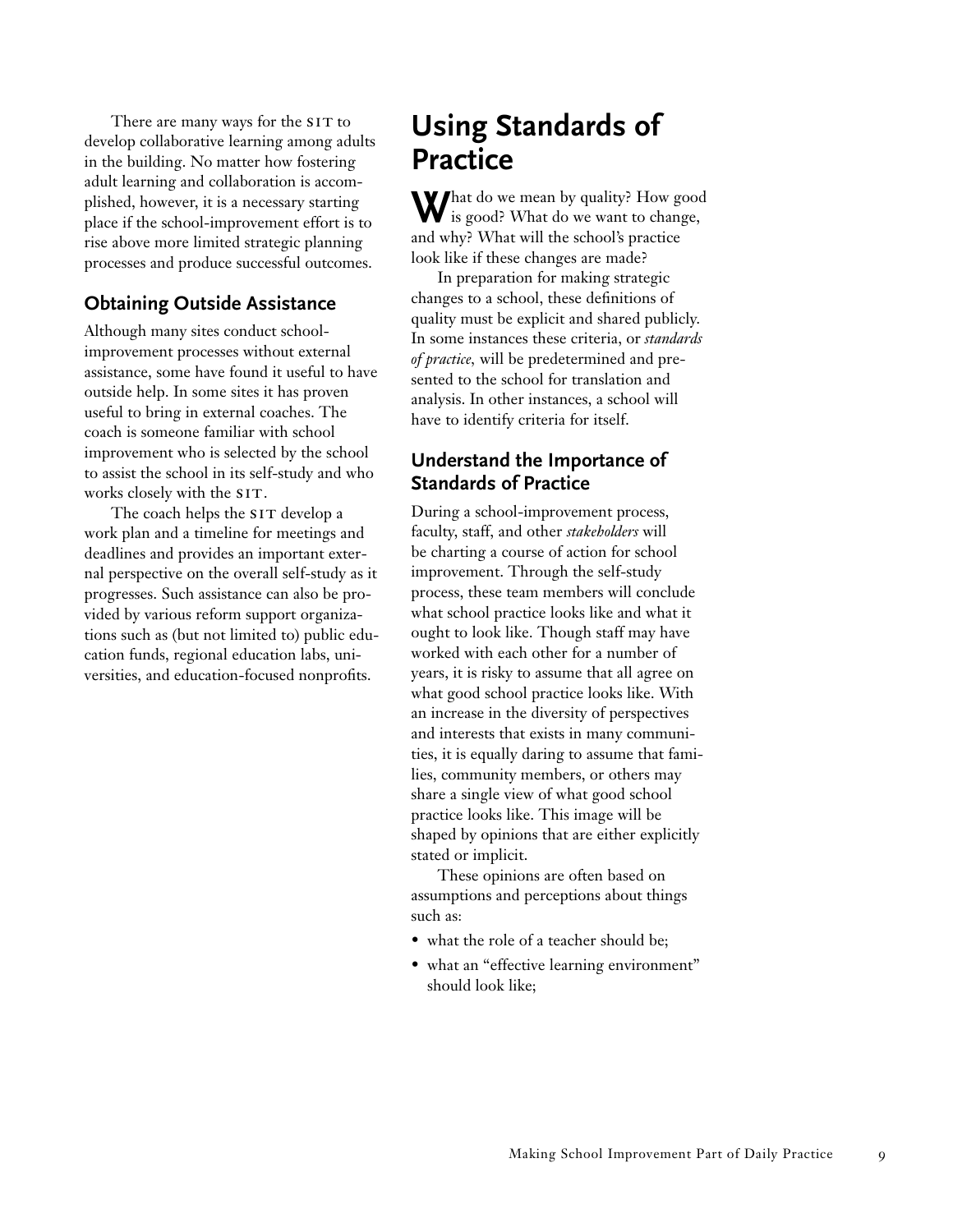There are many ways for the SIT to develop collaborative learning among adults in the building. No matter how fostering adult learning and collaboration is accomplished, however, it is a necessary starting place if the school-improvement effort is to rise above more limited strategic planning processes and produce successful outcomes.

### Obtaining Outside Assistance

Although many sites conduct school-improvement processes without external assistance, some have found it useful to have outside help. In some sites it has proven useful to bring in external coaches. The coach is someone familiar with school improvement who is selected by the school to assist the school in its self-study and who works closely with the SIT.

The coach helps the SIT develop a work plan and a timeline for meetings and deadlines and provides an important external perspective on the overall self-study as it progresses. Such assistance can also be provided by various reform support organizations such as (but not limited to) public education funds, regional education labs, universities, and education-focused nonprofits.

## Using Standards of Practice

What do we mean by quality? How good is good? What do we want to change, and why? What will the school's practice look like if these changes are made?

In preparation for making strategic changes to a school, these definitions of quality must be explicit and shared publicly. In some instances these criteria, or *standards of practice*, will be predetermined and presented to the school for translation and analysis. In other instances, a school will have to identify criteria for itself.

### Understand the Importance of Standards of Practice

During a school-improvement process, faculty, staff, and other *stakeholders* will be charting a course of action for school improvement. Through the self-study process, these team members will conclude what school practice looks like and what it ought to look like. Though staff may have worked with each other for a number of years, it is risky to assume that all agree on what good school practice looks like. With an increase in the diversity of perspectives and interests that exists in many communities, it is equally daring to assume that families, community members, or others may share a single view of what good school practice looks like. This image will be shaped by opinions that are either explicitly stated or implicit.

These opinions are often based on assumptions and perceptions about things such as:

- what the role of a teacher should be;
- what an "effective learning environment" should look like;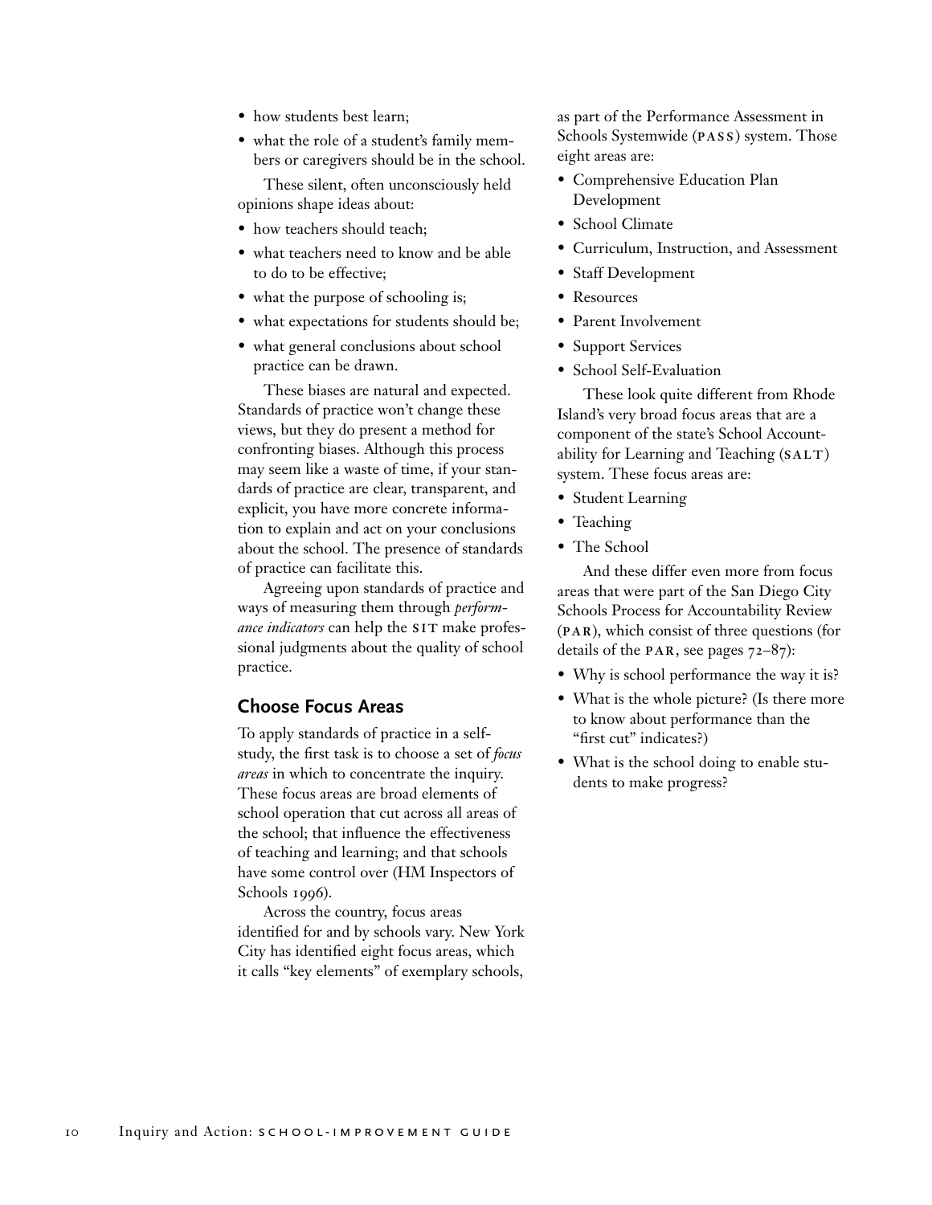- how students best learn;
- what the role of a student's family members or caregivers should be in the school.

These silent, often unconsciously held opinions shape ideas about:

- how teachers should teach;
- what teachers need to know and be able to do to be effective;
- what the purpose of schooling is;
- what expectations for students should be;
- what general conclusions about school practice can be drawn.

These biases are natural and expected. Standards of practice won't change these views, but they do present a method for confronting biases. Although this process may seem like a waste of time, if your standards of practice are clear, transparent, and explicit, you have more concrete information to explain and act on your conclusions about the school. The presence of standards of practice can facilitate this.

Agreeing upon standards of practice and ways of measuring them through *performance indicators* can help the SIT make professional judgments about the quality of school practice.

## Choose Focus Areas

To apply standards of practice in a self-study, the first task is to choose a set of *focus areas* in which to concentrate the inquiry. These focus areas are broad elements of school operation that cut across all areas of the school; that influence the effectiveness of teaching and learning; and that schools have some control over (HM Inspectors of Schools 1996).

Across the country, focus areas identified for and by schools vary. New York City has identified eight focus areas, which it calls "key elements" of exemplary schools, as part of the Performance Assessment in Schools Systemwide (PASS) system. Those eight areas are:

- Comprehensive Education Plan Development
- School Climate
- Curriculum, Instruction, and Assessment
- Staff Development
- Resources
- Parent Involvement
- Support Services
- School Self-Evaluation

These look quite different from Rhode Island's very broad focus areas that are a component of the state's School Accountability for Learning and Teaching (SALT) system. These focus areas are:

- Student Learning
- Teaching
- The School

And these differ even more from focus areas that were part of the San Diego City Schools Process for Accountability Review (PAR), which consist of three questions (for details of the PAR, see pages 72–87):

- Why is school performance the way it is?
- What is the whole picture? (Is there more to know about performance than the "first cut" indicates?)
- What is the school doing to enable students to make progress?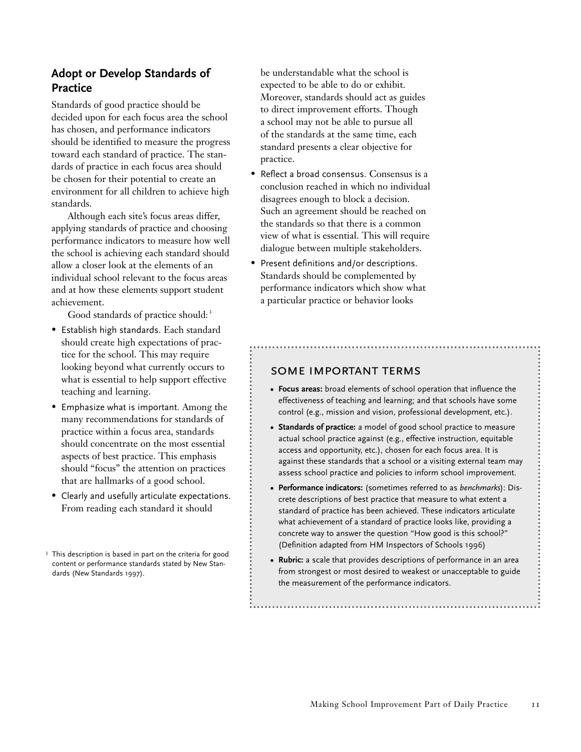## Adopt or Develop Standards of Practice

Standards of good practice should be decided upon for each focus area the school has chosen, and performance indicators should be identified to measure the progress toward each standard of practice. The standards of practice in each focus area should be chosen for their potential to create an environment for all children to achieve high standards.

Although each site's focus areas differ, applying standards of practice and choosing performance indicators to measure how well the school is achieving each standard should allow a closer look at the elements of an individual school relevant to the focus areas and at how these elements support student achievement.

Good standards of practice should:[3]

- Establish high standards. Each standard should create high expectations of practice for the school. This may require looking beyond what currently occurs to what is essential to help support effective teaching and learning.
- Emphasize what is important. Among the many recommendations for standards of practice within a focus area, standards should concentrate on the most essential aspects of best practice. This emphasis should "focus" the attention on practices that are hallmarks of a good school.
- Clearly and usefully articulate expectations. From reading each standard it should be understandable what the school is expected to be able to do or exhibit. Moreover, standards should act as guides to direct improvement efforts. Though a school may not be able to pursue all of the standards at the same time, each standard presents a clear objective for practice.
- Reflect a broad consensus. Consensus is a conclusion reached in which no individual disagrees enough to block a decision. Such an agreement should be reached on the standards so that there is a common view of what is essential. This will require dialogue between multiple stakeholders.
- Present definitions and/or descriptions. Standards should be complemented by performance indicators which show what a particular practice or behavior looks

[3] This description is based in part on the criteria for good content or performance standards stated by New Standards (New Standards 1997).

### SOME IMPORTANT TERMS

- **Focus areas:** broad elements of school operation that influence the effectiveness of teaching and learning; and that schools have some control (e.g., mission and vision, professional development, etc.).
- **Standards of practice:** a model of good school practice to measure actual school practice against (e.g., effective instruction, equitable access and opportunity, etc.), chosen for each focus area. It is against these standards that a school or a visiting external team may assess school practice and policies to inform school improvement.
- **Performance indicators:** (sometimes referred to as *benchmarks*): Discrete descriptions of best practice that measure to what extent a standard of practice has been achieved. These indicators articulate what achievement of a standard of practice looks like, providing a concrete way to answer the question "How good is this school?" (Definition adapted from HM Inspectors of Schools 1996)
- **Rubric:** a scale that provides descriptions of performance in an area from strongest or most desired to weakest or unacceptable to guide the measurement of the performance indicators.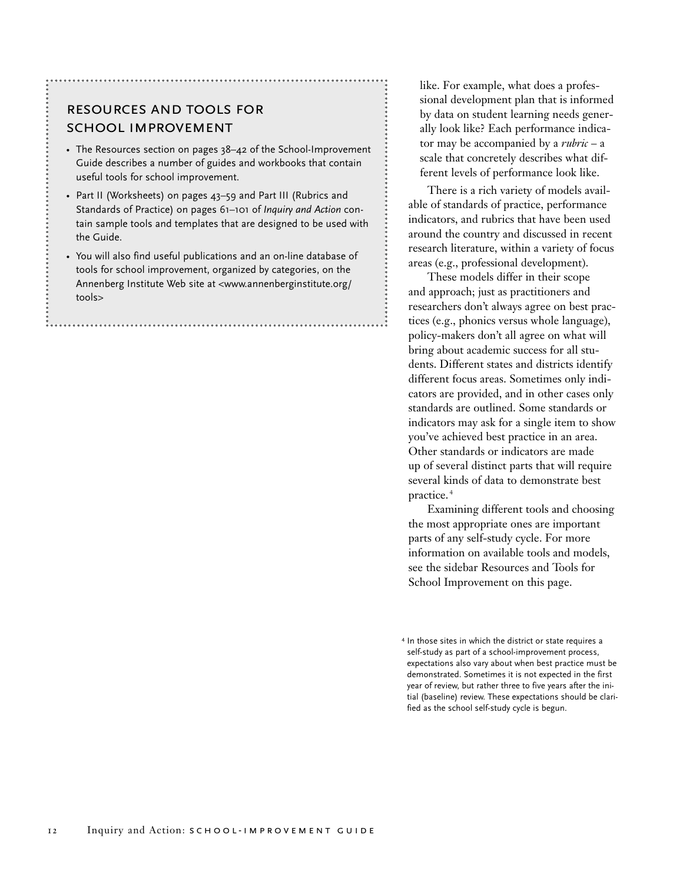like. For example, what does a professional development plan that is informed by data on student learning needs generally look like? Each performance indicator may be accompanied by a *rubric* – a scale that concretely describes what different levels of performance look like.

There is a rich variety of models available of standards of practice, performance indicators, and rubrics that have been used around the country and discussed in recent research literature, within a variety of focus areas (e.g., professional development).

These models differ in their scope and approach; just as practitioners and researchers don't always agree on best practices (e.g., phonics versus whole language), policy-makers don't all agree on what will bring about academic success for all students. Different states and districts identify different focus areas. Sometimes only indicators are provided, and in other cases only standards are outlined. Some standards or indicators may ask for a single item to show you've achieved best practice in an area. Other standards or indicators are made up of several distinct parts that will require several kinds of data to demonstrate best practice.[4]

Examining different tools and choosing the most appropriate ones are important parts of any self-study cycle. For more information on available tools and models, see the sidebar Resources and Tools for School Improvement on this page.

## RESOURCES AND TOOLS FOR SCHOOL IMPROVEMENT

- The Resources section on pages 38–42 of the School-Improvement Guide describes a number of guides and workbooks that contain useful tools for school improvement.
- Part II (Worksheets) on pages 43–59 and Part III (Rubrics and Standards of Practice) on pages 61–101 of *Inquiry and Action* contain sample tools and templates that are designed to be used with the Guide.
- You will also find useful publications and an on-line database of tools for school improvement, organized by categories, on the Annenberg Institute Web site at <www.annenberginstitute.org/tools>

[4] In those sites in which the district or state requires a self-study as part of a school-improvement process, expectations also vary about when best practice must be demonstrated. Sometimes it is not expected in the first year of review, but rather three to five years after the initial (baseline) review. These expectations should be clarified as the school self-study cycle is begun.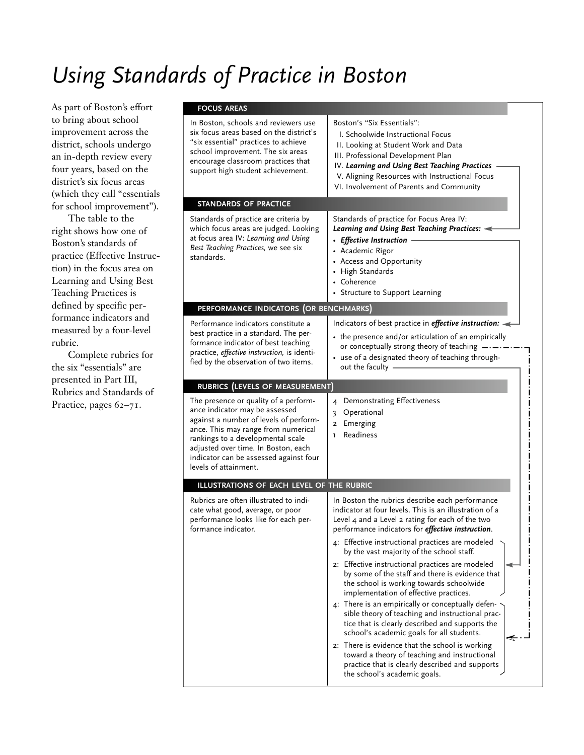# Using Standards of Practice in Boston

As part of Boston's effort to bring about school improvement across the district, schools undergo an in-depth review every four years, based on the district's six focus areas (which they call "essentials for school improvement").

The table to the right shows how one of Boston's standards of practice (Effective Instruction) in the focus area on Learning and Using Best Teaching Practices is defined by specific performance indicators and measured by a four-level rubric.

Complete rubrics for the six "essentials" are presented in Part III, Rubrics and Standards of Practice, pages 62–71.

### FOCUS AREAS

In Boston, schools and reviewers use six focus areas based on the district's "six essential" practices to achieve school improvement. The six areas encourage classroom practices that support high student achievement.

Boston's "Six Essentials":

I. Schoolwide Instructional Focus
II. Looking at Student Work and Data
III. Professional Development Plan
IV. ***Learning and Using Best Teaching Practices***
V. Aligning Resources with Instructional Focus
VI. Involvement of Parents and Community

### STANDARDS OF PRACTICE

Standards of practice are criteria by which focus areas are judged. Looking at focus area IV: *Learning and Using Best Teaching Practices,* we see six standards.

Standards of practice for Focus Area IV: ***Learning and Using Best Teaching Practices:***

- ***Effective Instruction***
- Academic Rigor
- Access and Opportunity
- High Standards
- Coherence
- Structure to Support Learning

### PERFORMANCE INDICATORS (OR BENCHMARKS)

Performance indicators constitute a best practice in a standard. The performance indicator of best teaching practice, *effective instruction,* is identified by the observation of two items.

Indicators of best practice in ***effective instruction:***

- the presence and/or articulation of an empirically or conceptually strong theory of teaching
- use of a designated theory of teaching throughout the faculty

### RUBRICS (LEVELS OF MEASUREMENT)

The presence or quality of a performance indicator may be assessed against a number of levels of performance. This may range from numerical rankings to a developmental scale adjusted over time. In Boston, each indicator can be assessed against four levels of attainment.

4 Demonstrating Effectiveness
3 Operational
2 Emerging
1 Readiness

### ILLUSTRATIONS OF EACH LEVEL OF THE RUBRIC

Rubrics are often illustrated to indicate what good, average, or poor performance looks like for each performance indicator.

In Boston the rubrics describe each performance indicator at four levels. This is an illustration of a Level 4 and a Level 2 rating for each of the two performance indicators for ***effective instruction***.

4: Effective instructional practices are modeled by the vast majority of the school staff.

2: Effective instructional practices are modeled by some of the staff and there is evidence that the school is working towards schoolwide implementation of effective practices.

4: There is an empirically or conceptually defensible theory of teaching and instructional practice that is clearly described and supports the school's academic goals for all students.

2: There is evidence that the school is working toward a theory of teaching and instructional practice that is clearly described and supports the school's academic goals.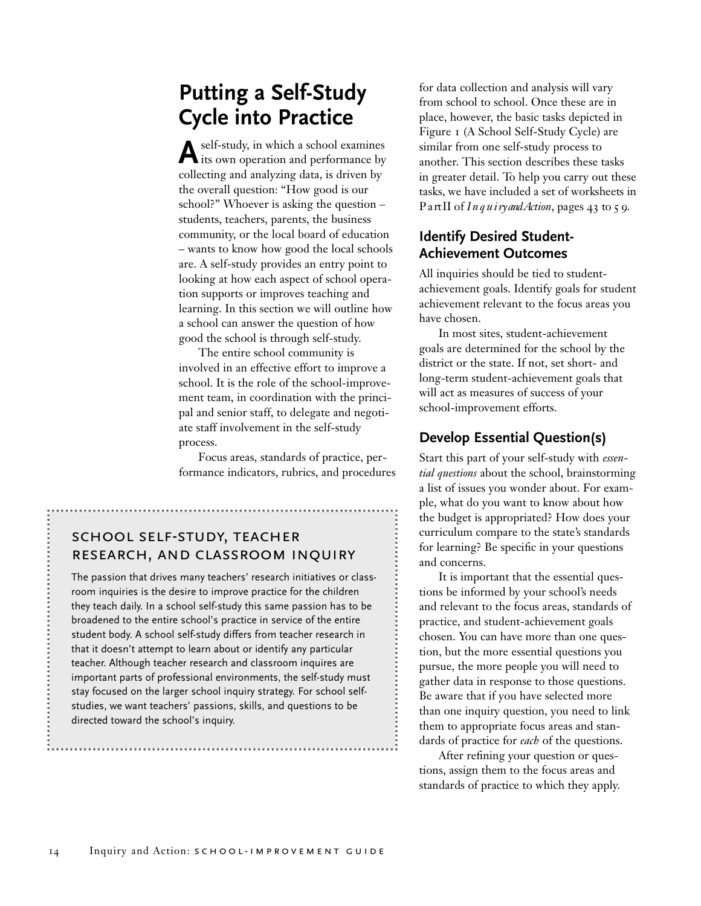# Putting a Self-Study Cycle into Practice

A self-study, in which a school examines its own operation and performance by collecting and analyzing data, is driven by the overall question: "How good is our school?" Whoever is asking the question – students, teachers, parents, the business community, or the local board of education – wants to know how good the local schools are. A self-study provides an entry point to looking at how each aspect of school operation supports or improves teaching and learning. In this section we will outline how a school can answer the question of how good the school is through self-study.

The entire school community is involved in an effective effort to improve a school. It is the role of the school-improvement team, in coordination with the principal and senior staff, to delegate and negotiate staff involvement in the self-study process.

Focus areas, standards of practice, performance indicators, rubrics, and procedures for data collection and analysis will vary from school to school. Once these are in place, however, the basic tasks depicted in Figure 1 (A School Self-Study Cycle) are similar from one self-study process to another. This section describes these tasks in greater detail. To help you carry out these tasks, we have included a set of worksheets in Part II of *Inquiry and Action*, pages 43 to 59.

> ### SCHOOL SELF-STUDY, TEACHER RESEARCH, AND CLASSROOM INQUIRY
>
> The passion that drives many teachers' research initiatives or classroom inquiries is the desire to improve practice for the children they teach daily. In a school self-study this same passion has to be broadened to the entire school's practice in service of the entire student body. A school self-study differs from teacher research in that it doesn't attempt to learn about or identify any particular teacher. Although teacher research and classroom inquires are important parts of professional environments, the self-study must stay focused on the larger school inquiry strategy. For school self-studies, we want teachers' passions, skills, and questions to be directed toward the school's inquiry.

## Identify Desired Student-Achievement Outcomes

All inquiries should be tied to student-achievement goals. Identify goals for student achievement relevant to the focus areas you have chosen.

In most sites, student-achievement goals are determined for the school by the district or the state. If not, set short- and long-term student-achievement goals that will act as measures of success of your school-improvement efforts.

## Develop Essential Question(s)

Start this part of your self-study with *essential questions* about the school, brainstorming a list of issues you wonder about. For example, what do you want to know about how the budget is appropriated? How does your curriculum compare to the state's standards for learning? Be specific in your questions and concerns.

It is important that the essential questions be informed by your school's needs and relevant to the focus areas, standards of practice, and student-achievement goals chosen. You can have more than one question, but the more essential questions you pursue, the more people you will need to gather data in response to those questions. Be aware that if you have selected more than one inquiry question, you need to link them to appropriate focus areas and standards of practice for *each* of the questions.

After refining your question or questions, assign them to the focus areas and standards of practice to which they apply.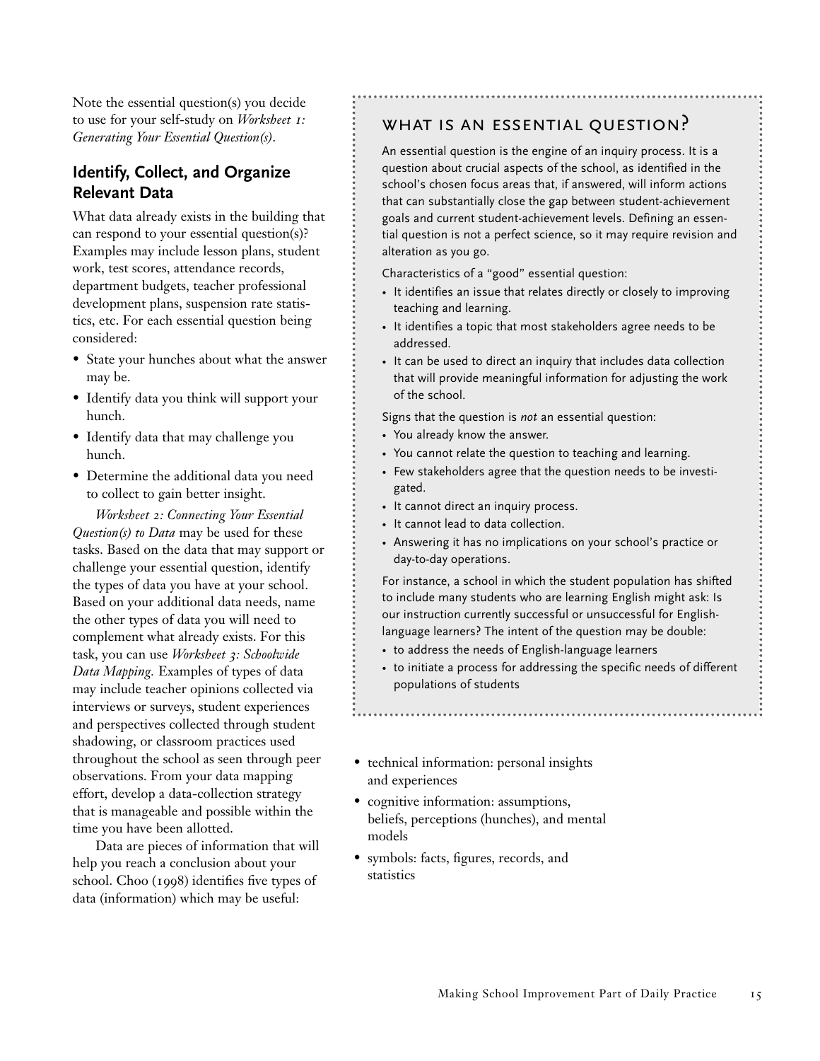Note the essential question(s) you decide to use for your self-study on *Worksheet 1: Generating Your Essential Question(s)*.

## Identify, Collect, and Organize Relevant Data

What data already exists in the building that can respond to your essential question(s)? Examples may include lesson plans, student work, test scores, attendance records, department budgets, teacher professional development plans, suspension rate statistics, etc. For each essential question being considered:

- State your hunches about what the answer may be.
- Identify data you think will support your hunch.
- Identify data that may challenge you hunch.
- Determine the additional data you need to collect to gain better insight.

*Worksheet 2: Connecting Your Essential Question(s) to Data* may be used for these tasks. Based on the data that may support or challenge your essential question, identify the types of data you have at your school. Based on your additional data needs, name the other types of data you will need to complement what already exists. For this task, you can use *Worksheet 3: Schoolwide Data Mapping.* Examples of types of data may include teacher opinions collected via interviews or surveys, student experiences and perspectives collected through student shadowing, or classroom practices used throughout the school as seen through peer observations. From your data mapping effort, develop a data-collection strategy that is manageable and possible within the time you have been allotted.

Data are pieces of information that will help you reach a conclusion about your school. Choo (1998) identifies five types of data (information) which may be useful:

- technical information: personal insights and experiences
- cognitive information: assumptions, beliefs, perceptions (hunches), and mental models
- symbols: facts, figures, records, and statistics

### What Is an Essential Question?

An essential question is the engine of an inquiry process. It is a question about crucial aspects of the school, as identified in the school's chosen focus areas that, if answered, will inform actions that can substantially close the gap between student-achievement goals and current student-achievement levels. Defining an essential question is not a perfect science, so it may require revision and alteration as you go.

Characteristics of a "good" essential question:

- It identifies an issue that relates directly or closely to improving teaching and learning.
- It identifies a topic that most stakeholders agree needs to be addressed.
- It can be used to direct an inquiry that includes data collection that will provide meaningful information for adjusting the work of the school.

Signs that the question is *not* an essential question:

- You already know the answer.
- You cannot relate the question to teaching and learning.
- Few stakeholders agree that the question needs to be investigated.
- It cannot direct an inquiry process.
- It cannot lead to data collection.
- Answering it has no implications on your school's practice or day-to-day operations.

For instance, a school in which the student population has shifted to include many students who are learning English might ask: Is our instruction currently successful or unsuccessful for English-language learners? The intent of the question may be double:

- to address the needs of English-language learners
- to initiate a process for addressing the specific needs of different populations of students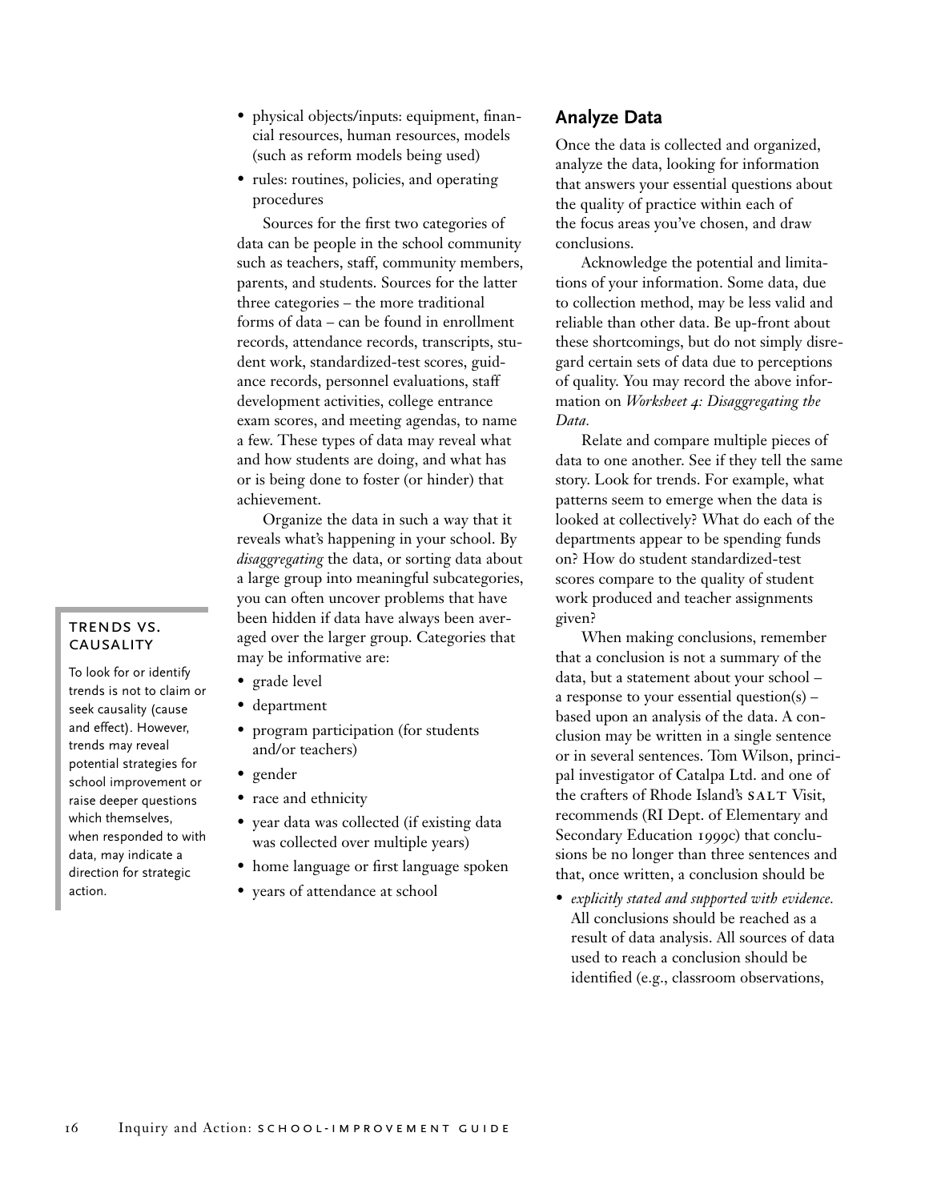- physical objects/inputs: equipment, financial resources, human resources, models (such as reform models being used)
- rules: routines, policies, and operating procedures

Sources for the first two categories of data can be people in the school community such as teachers, staff, community members, parents, and students. Sources for the latter three categories – the more traditional forms of data – can be found in enrollment records, attendance records, transcripts, student work, standardized-test scores, guidance records, personnel evaluations, staff development activities, college entrance exam scores, and meeting agendas, to name a few. These types of data may reveal what and how students are doing, and what has or is being done to foster (or hinder) that achievement.

Organize the data in such a way that it reveals what's happening in your school. By *disaggregating* the data, or sorting data about a large group into meaningful subcategories, you can often uncover problems that have been hidden if data have always been averaged over the larger group. Categories that may be informative are:

- grade level
- department
- program participation (for students and/or teachers)
- gender
- race and ethnicity
- year data was collected (if existing data was collected over multiple years)
- home language or first language spoken
- years of attendance at school

**TRENDS VS. CAUSALITY**

To look for or identify trends is not to claim or seek causality (cause and effect). However, trends may reveal potential strategies for school improvement or raise deeper questions which themselves, when responded to with data, may indicate a direction for strategic action.

## Analyze Data

Once the data is collected and organized, analyze the data, looking for information that answers your essential questions about the quality of practice within each of the focus areas you've chosen, and draw conclusions.

Acknowledge the potential and limitations of your information. Some data, due to collection method, may be less valid and reliable than other data. Be up-front about these shortcomings, but do not simply disregard certain sets of data due to perceptions of quality. You may record the above information on *Worksheet 4: Disaggregating the Data.*

Relate and compare multiple pieces of data to one another. See if they tell the same story. Look for trends. For example, what patterns seem to emerge when the data is looked at collectively? What do each of the departments appear to be spending funds on? How do student standardized-test scores compare to the quality of student work produced and teacher assignments given?

When making conclusions, remember that a conclusion is not a summary of the data, but a statement about your school – a response to your essential question(s) – based upon an analysis of the data. A conclusion may be written in a single sentence or in several sentences. Tom Wilson, principal investigator of Catalpa Ltd. and one of the crafters of Rhode Island's SALT Visit, recommends (RI Dept. of Elementary and Secondary Education 1999c) that conclusions be no longer than three sentences and that, once written, a conclusion should be

- *explicitly stated and supported with evidence.* All conclusions should be reached as a result of data analysis. All sources of data used to reach a conclusion should be identified (e.g., classroom observations,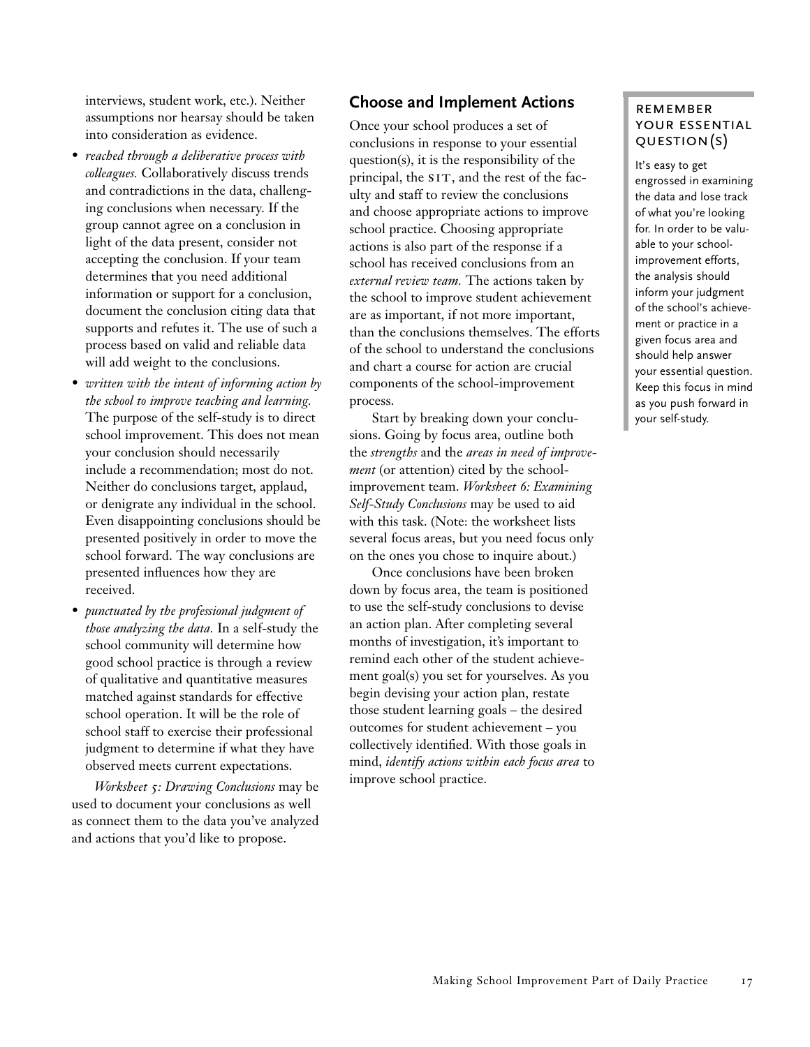interviews, student work, etc.). Neither assumptions nor hearsay should be taken into consideration as evidence.

- *reached through a deliberative process with colleagues.* Collaboratively discuss trends and contradictions in the data, challenging conclusions when necessary. If the group cannot agree on a conclusion in light of the data present, consider not accepting the conclusion. If your team determines that you need additional information or support for a conclusion, document the conclusion citing data that supports and refutes it. The use of such a process based on valid and reliable data will add weight to the conclusions.
- *written with the intent of informing action by the school to improve teaching and learning.* The purpose of the self-study is to direct school improvement. This does not mean your conclusion should necessarily include a recommendation; most do not. Neither do conclusions target, applaud, or denigrate any individual in the school. Even disappointing conclusions should be presented positively in order to move the school forward. The way conclusions are presented influences how they are received.
- *punctuated by the professional judgment of those analyzing the data.* In a self-study the school community will determine how good school practice is through a review of qualitative and quantitative measures matched against standards for effective school operation. It will be the role of school staff to exercise their professional judgment to determine if what they have observed meets current expectations.

*Worksheet 5: Drawing Conclusions* may be used to document your conclusions as well as connect them to the data you've analyzed and actions that you'd like to propose.

## Choose and Implement Actions

Once your school produces a set of conclusions in response to your essential question(s), it is the responsibility of the principal, the SIT, and the rest of the faculty and staff to review the conclusions and choose appropriate actions to improve school practice. Choosing appropriate actions is also part of the response if a school has received conclusions from an *external review team.* The actions taken by the school to improve student achievement are as important, if not more important, than the conclusions themselves. The efforts of the school to understand the conclusions and chart a course for action are crucial components of the school-improvement process.

Start by breaking down your conclusions. Going by focus area, outline both the *strengths* and the *areas in need of improvement* (or attention) cited by the school-improvement team. *Worksheet 6: Examining Self-Study Conclusions* may be used to aid with this task. (Note: the worksheet lists several focus areas, but you need focus only on the ones you chose to inquire about.)

Once conclusions have been broken down by focus area, the team is positioned to use the self-study conclusions to devise an action plan. After completing several months of investigation, it's important to remind each other of the student achievement goal(s) you set for yourselves. As you begin devising your action plan, restate those student learning goals – the desired outcomes for student achievement – you collectively identified. With those goals in mind, *identify actions within each focus area* to improve school practice.

### Remember Your Essential Question(s)

It's easy to get engrossed in examining the data and lose track of what you're looking for. In order to be valuable to your school-improvement efforts, the analysis should inform your judgment of the school's achievement or practice in a given focus area and should help answer your essential question. Keep this focus in mind as you push forward in your self-study.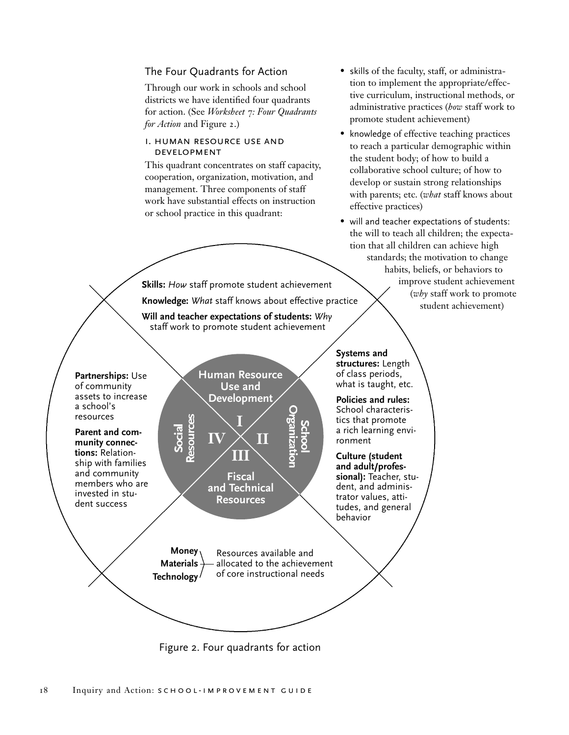## The Four Quadrants for Action

Through our work in schools and school districts we have identified four quadrants for action. (See *Worksheet 7: Four Quadrants for Action* and Figure 2.)

### I. Human Resource Use and Development

This quadrant concentrates on staff capacity, cooperation, organization, motivation, and management. Three components of staff work have substantial effects on instruction or school practice in this quadrant:

- skills of the faculty, staff, or administration to implement the appropriate/effective curriculum, instructional methods, or administrative practices (*how* staff work to promote student achievement)
- knowledge of effective teaching practices to reach a particular demographic within the student body; of how to build a collaborative school culture; of how to develop or sustain strong relationships with parents; etc. (*what* staff knows about effective practices)
- will and teacher expectations of students: the will to teach all children; the expectation that all children can achieve high standards; the motivation to change habits, beliefs, or behaviors to improve student achievement (*why* staff work to promote student achievement)

**Skills:** *How* staff promote student achievement

**Knowledge:** *What* staff knows about effective practice

**Will and teacher expectations of students:** *Why* staff work to promote student achievement

**Systems and structures:** Length of class periods, what is taught, etc.

**Policies and rules:** School characteristics that promote a rich learning environment

**Culture (student and adult/professional):** Teacher, student, and administrator values, attitudes, and general behavior

**Partnerships:** Use of community assets to increase a school's resources

**Parent and community connections:** Relationship with families and community members who are invested in student success

Human Resource Use and Development — I

School Organization — II

Fiscal and Technical Resources — III

Social Resources — IV

**Money**, **Materials**, **Technology** — Resources available and allocated to the achievement of core instructional needs

Figure 2. Four quadrants for action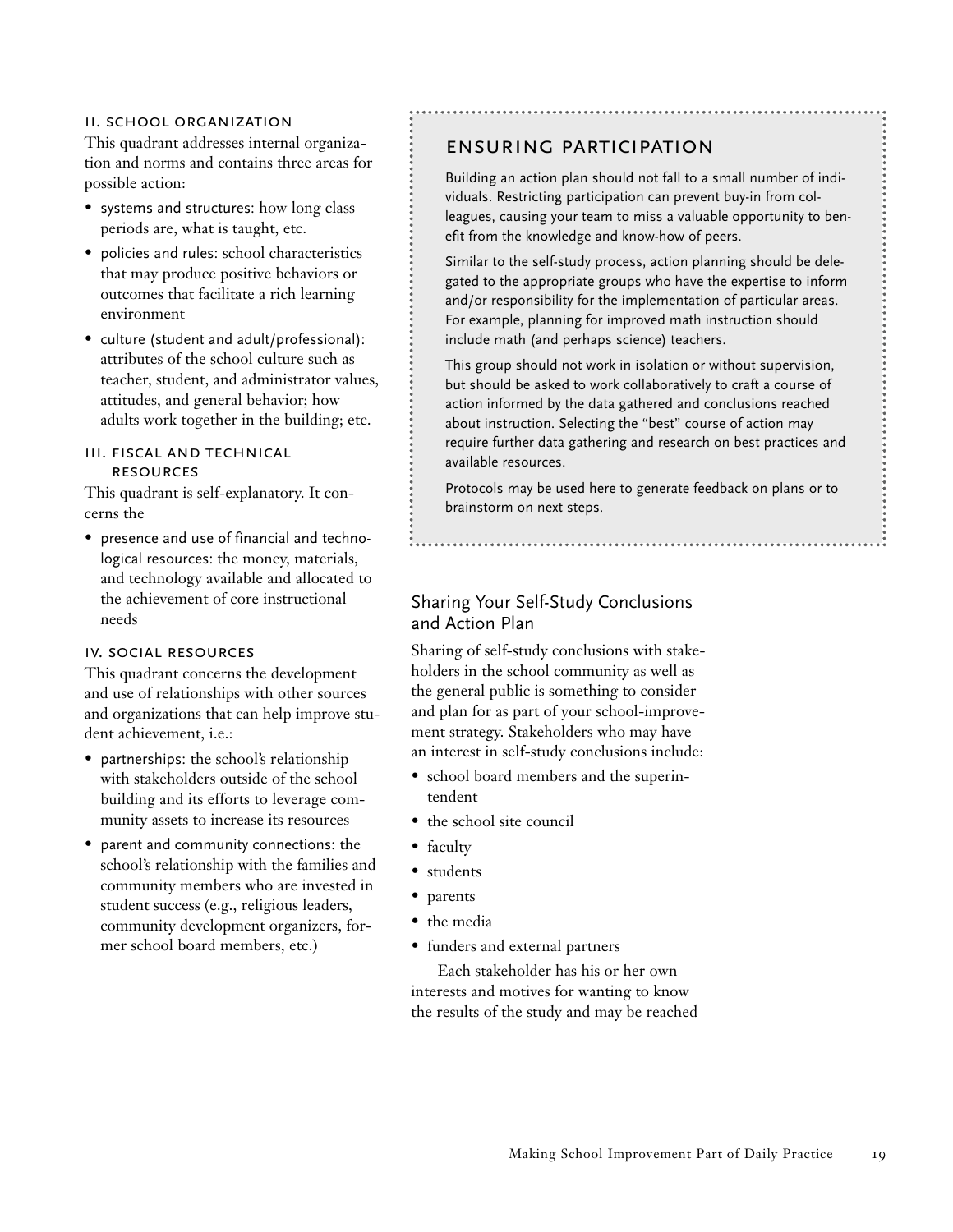#### II. SCHOOL ORGANIZATION

This quadrant addresses internal organization and norms and contains three areas for possible action:

- systems and structures: how long class periods are, what is taught, etc.
- policies and rules: school characteristics that may produce positive behaviors or outcomes that facilitate a rich learning environment
- culture (student and adult/professional): attributes of the school culture such as teacher, student, and administrator values, attitudes, and general behavior; how adults work together in the building; etc.

#### III. FISCAL AND TECHNICAL RESOURCES

This quadrant is self-explanatory. It concerns the

- presence and use of financial and technological resources: the money, materials, and technology available and allocated to the achievement of core instructional needs

#### IV. SOCIAL RESOURCES

This quadrant concerns the development and use of relationships with other sources and organizations that can help improve student achievement, i.e.:

- partnerships: the school's relationship with stakeholders outside of the school building and its efforts to leverage community assets to increase its resources
- parent and community connections: the school's relationship with the families and community members who are invested in student success (e.g., religious leaders, community development organizers, former school board members, etc.)

### ENSURING PARTICIPATION

Building an action plan should not fall to a small number of individuals. Restricting participation can prevent buy-in from colleagues, causing your team to miss a valuable opportunity to benefit from the knowledge and know-how of peers.

Similar to the self-study process, action planning should be delegated to the appropriate groups who have the expertise to inform and/or responsibility for the implementation of particular areas. For example, planning for improved math instruction should include math (and perhaps science) teachers.

This group should not work in isolation or without supervision, but should be asked to work collaboratively to craft a course of action informed by the data gathered and conclusions reached about instruction. Selecting the "best" course of action may require further data gathering and research on best practices and available resources.

Protocols may be used here to generate feedback on plans or to brainstorm on next steps.

### Sharing Your Self-Study Conclusions and Action Plan

Sharing of self-study conclusions with stakeholders in the school community as well as the general public is something to consider and plan for as part of your school-improvement strategy. Stakeholders who may have an interest in self-study conclusions include:

- school board members and the superintendent
- the school site council
- faculty
- students
- parents
- the media
- funders and external partners

Each stakeholder has his or her own interests and motives for wanting to know the results of the study and may be reached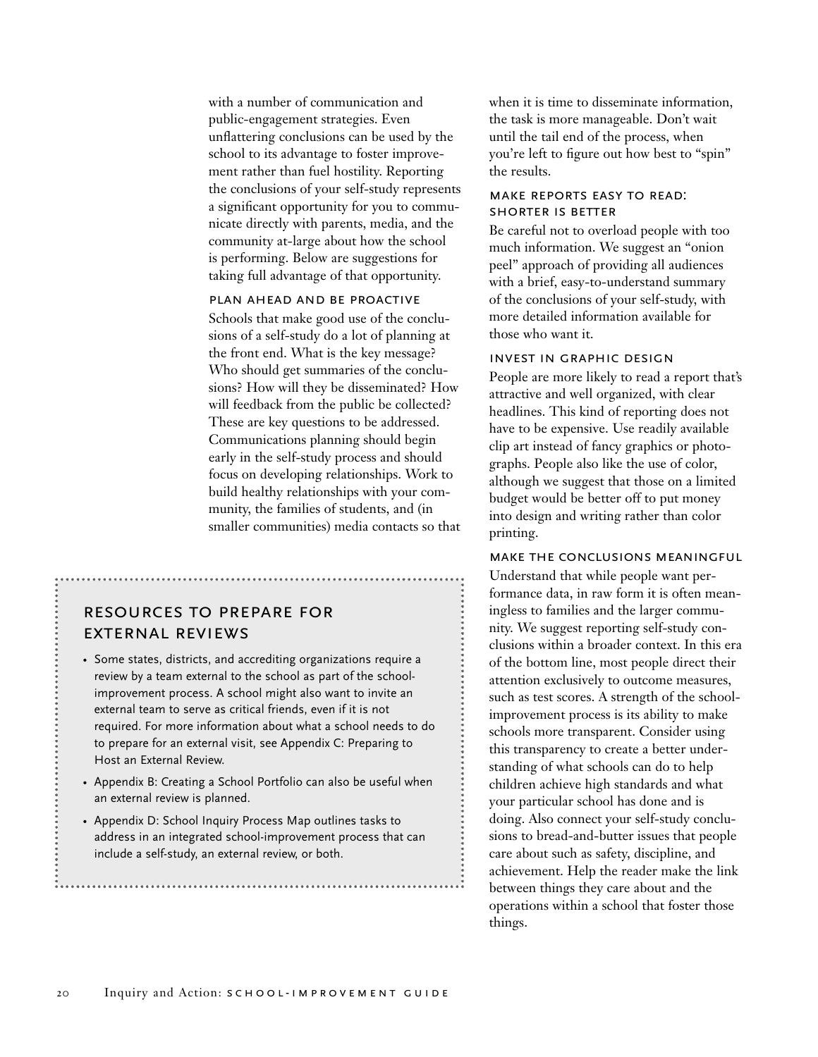with a number of communication and public-engagement strategies. Even unflattering conclusions can be used by the school to its advantage to foster improvement rather than fuel hostility. Reporting the conclusions of your self-study represents a significant opportunity for you to communicate directly with parents, media, and the community at-large about how the school is performing. Below are suggestions for taking full advantage of that opportunity.

### PLAN AHEAD AND BE PROACTIVE

Schools that make good use of the conclusions of a self-study do a lot of planning at the front end. What is the key message? Who should get summaries of the conclusions? How will they be disseminated? How will feedback from the public be collected? These are key questions to be addressed. Communications planning should begin early in the self-study process and should focus on developing relationships. Work to build healthy relationships with your community, the families of students, and (in smaller communities) media contacts so that when it is time to disseminate information, the task is more manageable. Don't wait until the tail end of the process, when you're left to figure out how best to "spin" the results.

### MAKE REPORTS EASY TO READ: SHORTER IS BETTER

Be careful not to overload people with too much information. We suggest an "onion peel" approach of providing all audiences with a brief, easy-to-understand summary of the conclusions of your self-study, with more detailed information available for those who want it.

### INVEST IN GRAPHIC DESIGN

People are more likely to read a report that's attractive and well organized, with clear headlines. This kind of reporting does not have to be expensive. Use readily available clip art instead of fancy graphics or photographs. People also like the use of color, although we suggest that those on a limited budget would be better off to put money into design and writing rather than color printing.

### MAKE THE CONCLUSIONS MEANINGFUL

Understand that while people want performance data, in raw form it is often meaningless to families and the larger community. We suggest reporting self-study conclusions within a broader context. In this era of the bottom line, most people direct their attention exclusively to outcome measures, such as test scores. A strength of the school-improvement process is its ability to make schools more transparent. Consider using this transparency to create a better understanding of what schools can do to help children achieve high standards and what your particular school has done and is doing. Also connect your self-study conclusions to bread-and-butter issues that people care about such as safety, discipline, and achievement. Help the reader make the link between things they care about and the operations within a school that foster those things.

## RESOURCES TO PREPARE FOR EXTERNAL REVIEWS

- Some states, districts, and accrediting organizations require a review by a team external to the school as part of the school-improvement process. A school might also want to invite an external team to serve as critical friends, even if it is not required. For more information about what a school needs to do to prepare for an external visit, see Appendix C: Preparing to Host an External Review.
- Appendix B: Creating a School Portfolio can also be useful when an external review is planned.
- Appendix D: School Inquiry Process Map outlines tasks to address in an integrated school-improvement process that can include a self-study, an external review, or both.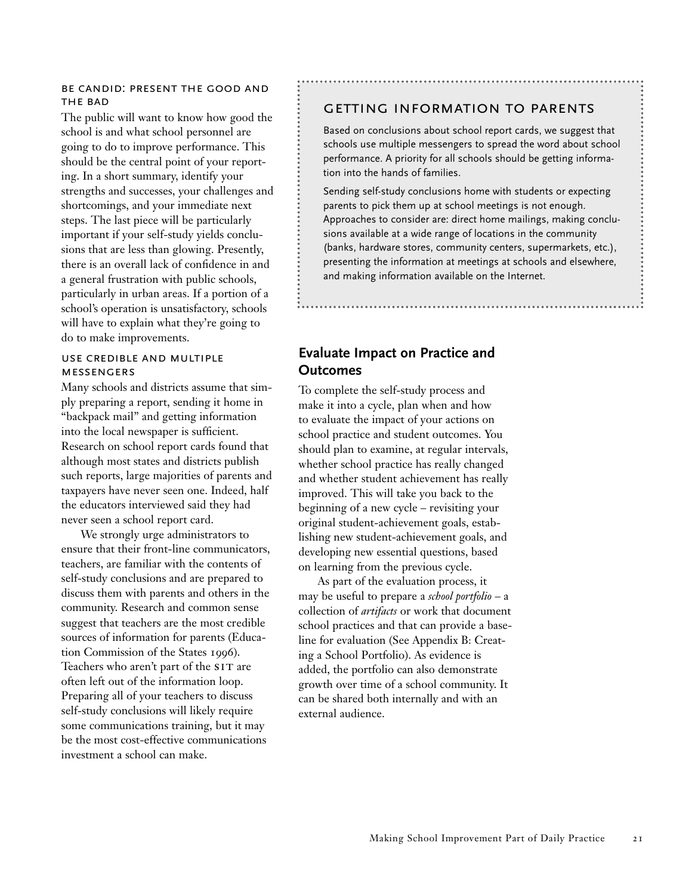### BE CANDID: PRESENT THE GOOD AND THE BAD

The public will want to know how good the school is and what school personnel are going to do to improve performance. This should be the central point of your reporting. In a short summary, identify your strengths and successes, your challenges and shortcomings, and your immediate next steps. The last piece will be particularly important if your self-study yields conclusions that are less than glowing. Presently, there is an overall lack of confidence in and a general frustration with public schools, particularly in urban areas. If a portion of a school's operation is unsatisfactory, schools will have to explain what they're going to do to make improvements.

### USE CREDIBLE AND MULTIPLE MESSENGERS

Many schools and districts assume that simply preparing a report, sending it home in "backpack mail" and getting information into the local newspaper is sufficient. Research on school report cards found that although most states and districts publish such reports, large majorities of parents and taxpayers have never seen one. Indeed, half the educators interviewed said they had never seen a school report card.

We strongly urge administrators to ensure that their front-line communicators, teachers, are familiar with the contents of self-study conclusions and are prepared to discuss them with parents and others in the community. Research and common sense suggest that teachers are the most credible sources of information for parents (Education Commission of the States 1996). Teachers who aren't part of the SIT are often left out of the information loop. Preparing all of your teachers to discuss self-study conclusions will likely require some communications training, but it may be the most cost-effective communications investment a school can make.

### GETTING INFORMATION TO PARENTS

Based on conclusions about school report cards, we suggest that schools use multiple messengers to spread the word about school performance. A priority for all schools should be getting information into the hands of families.

Sending self-study conclusions home with students or expecting parents to pick them up at school meetings is not enough. Approaches to consider are: direct home mailings, making conclusions available at a wide range of locations in the community (banks, hardware stores, community centers, supermarkets, etc.), presenting the information at meetings at schools and elsewhere, and making information available on the Internet.

## Evaluate Impact on Practice and Outcomes

To complete the self-study process and make it into a cycle, plan when and how to evaluate the impact of your actions on school practice and student outcomes. You should plan to examine, at regular intervals, whether school practice has really changed and whether student achievement has really improved. This will take you back to the beginning of a new cycle – revisiting your original student-achievement goals, establishing new student-achievement goals, and developing new essential questions, based on learning from the previous cycle.

As part of the evaluation process, it may be useful to prepare a *school portfolio* – a collection of *artifacts* or work that document school practices and that can provide a baseline for evaluation (See Appendix B: Creating a School Portfolio). As evidence is added, the portfolio can also demonstrate growth over time of a school community. It can be shared both internally and with an external audience.